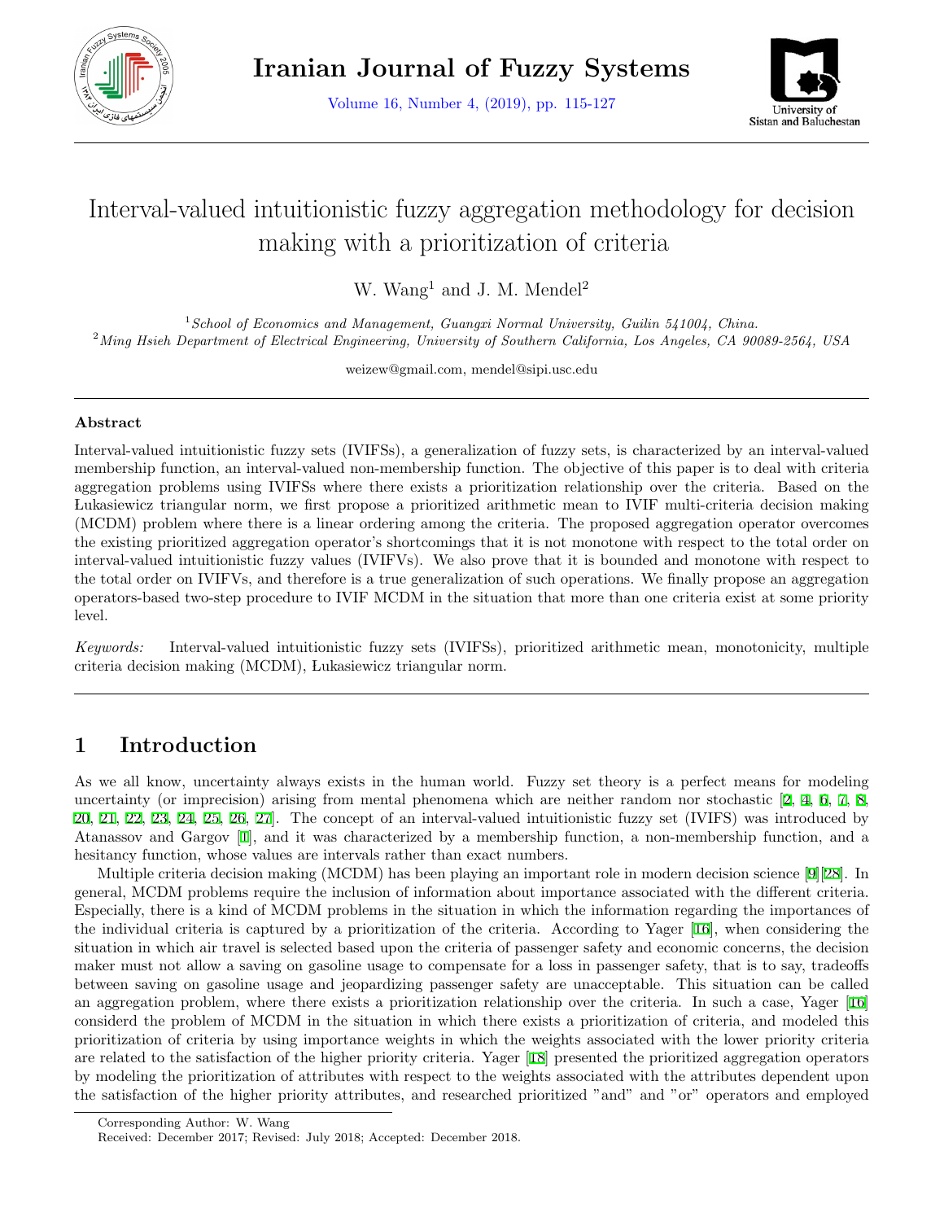# Interval-valued intuitionistic fuzzy aggregation methodology for decision making with a prioritization of criteria

W. Wang[1] and J. M. Mendel[2]

[1] *School of Economics and Management, Guangxi Normal University, Guilin 541004, China.*
[2] *Ming Hsieh Department of Electrical Engineering, University of Southern California, Los Angeles, CA 90089-2564, USA*

weizew@gmail.com, mendel@sipi.usc.edu

---

### Abstract

Interval-valued intuitionistic fuzzy sets (IVIFSs), a generalization of fuzzy sets, is characterized by an interval-valued membership function, an interval-valued non-membership function. The objective of this paper is to deal with criteria aggregation problems using IVIFSs where there exists a prioritization relationship over the criteria. Based on the Łukasiewicz triangular norm, we first propose a prioritized arithmetic mean to IVIF multi-criteria decision making (MCDM) problem where there is a linear ordering among the criteria. The proposed aggregation operator overcomes the existing prioritized aggregation operator's shortcomings that it is not monotone with respect to the total order on interval-valued intuitionistic fuzzy values (IVIFVs). We also prove that it is bounded and monotone with respect to the total order on IVIFVs, and therefore is a true generalization of such operations. We finally propose an aggregation operators-based two-step procedure to IVIF MCDM in the situation that more than one criteria exist at some priority level.

*Keywords:* Interval-valued intuitionistic fuzzy sets (IVIFSs), prioritized arithmetic mean, monotonicity, multiple criteria decision making (MCDM), Łukasiewicz triangular norm.

---

## 1 Introduction

As we all know, uncertainty always exists in the human world. Fuzzy set theory is a perfect means for modeling uncertainty (or imprecision) arising from mental phenomena which are neither random nor stochastic [2, 4, 6, 7, 8, 20, 21, 22, 23, 24, 25, 26, 27]. The concept of an interval-valued intuitionistic fuzzy set (IVIFS) was introduced by Atanassov and Gargov [1], and it was characterized by a membership function, a non-membership function, and a hesitancy function, whose values are intervals rather than exact numbers.

Multiple criteria decision making (MCDM) has been playing an important role in modern decision science [9][28]. In general, MCDM problems require the inclusion of information about importance associated with the different criteria. Especially, there is a kind of MCDM problems in the situation in which the information regarding the importances of the individual criteria is captured by a prioritization of the criteria. According to Yager [16], when considering the situation in which air travel is selected based upon the criteria of passenger safety and economic concerns, the decision maker must not allow a saving on gasoline usage to compensate for a loss in passenger safety, that is to say, tradeoffs between saving on gasoline usage and jeopardizing passenger safety are unacceptable. This situation can be called an aggregation problem, where there exists a prioritization relationship over the criteria. In such a case, Yager [16] considerd the problem of MCDM in the situation in which there exists a prioritization of criteria, and modeled this prioritization of criteria by using importance weights in which the weights associated with the lower priority criteria are related to the satisfaction of the higher priority criteria. Yager [18] presented the prioritized aggregation operators by modeling the prioritization of attributes with respect to the weights associated with the attributes dependent upon the satisfaction of the higher priority attributes, and researched prioritized "and" and "or" operators and employed

Corresponding Author: W. Wang
Received: December 2017; Revised: July 2018; Accepted: December 2018.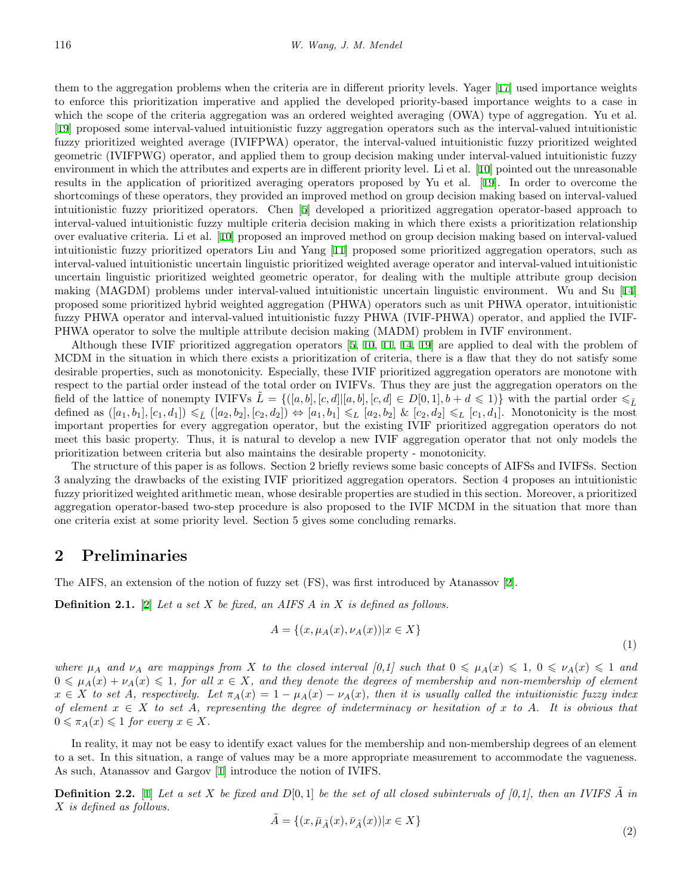them to the aggregation problems when the criteria are in different priority levels. Yager [17] used importance weights to enforce this prioritization imperative and applied the developed priority-based importance weights to a case in which the scope of the criteria aggregation was an ordered weighted averaging (OWA) type of aggregation. Yu et al. [19] proposed some interval-valued intuitionistic fuzzy aggregation operators such as the interval-valued intuitionistic fuzzy prioritized weighted average (IVIFPWA) operator, the interval-valued intuitionistic fuzzy prioritized weighted geometric (IVIFPWG) operator, and applied them to group decision making under interval-valued intuitionistic fuzzy environment in which the attributes and experts are in different priority level. Li et al. [10] pointed out the unreasonable results in the application of prioritized averaging operators proposed by Yu et al. [19]. In order to overcome the shortcomings of these operators, they provided an improved method on group decision making based on interval-valued intuitionistic fuzzy prioritized operators. Chen [5] developed a prioritized aggregation operator-based approach to interval-valued intuitionistic fuzzy multiple criteria decision making in which there exists a prioritization relationship over evaluative criteria. Li et al. [10] proposed an improved method on group decision making based on interval-valued intuitionistic fuzzy prioritized operators Liu and Yang [11] proposed some prioritized aggregation operators, such as interval-valued intuitionistic uncertain linguistic prioritized weighted average operator and interval-valued intuitionistic uncertain linguistic prioritized weighted geometric operator, for dealing with the multiple attribute group decision making (MAGDM) problems under interval-valued intuitionistic uncertain linguistic environment. Wu and Su [14] proposed some prioritized hybrid weighted aggregation (PHWA) operators such as unit PHWA operator, intuitionistic fuzzy PHWA operator and interval-valued intuitionistic fuzzy PHWA (IVIF-PHWA) operator, and applied the IVIF-PHWA operator to solve the multiple attribute decision making (MADM) problem in IVIF environment.

Although these IVIF prioritized aggregation operators [5, 10, 11, 14, 19] are applied to deal with the problem of MCDM in the situation in which there exists a prioritization of criteria, there is a flaw that they do not satisfy some desirable properties, such as monotonicity. Especially, these IVIF prioritized aggregation operators are monotone with respect to the partial order instead of the total order on IVIFVs. Thus they are just the aggregation operators on the field of the lattice of nonempty IVIFVs $\tilde{L} = \{([a, b], [c, d]) | [a, b], [c, d] \in D[0, 1], b + d \leqslant 1)\}$ with the partial order $\leqslant_{\tilde{L}}$ defined as $([a_1, b_1], [c_1, d_1]) \leqslant_{\tilde{L}} ([a_2, b_2], [c_2, d_2]) \Leftrightarrow [a_1, b_1] \leqslant_L [a_2, b_2]$ & $[c_2, d_2] \leqslant_L [c_1, d_1]$. Monotonicity is the most important properties for every aggregation operator, but the existing IVIF prioritized aggregation operators do not meet this basic property. Thus, it is natural to develop a new IVIF aggregation operator that not only models the prioritization between criteria but also maintains the desirable property - monotonicity.

The structure of this paper is as follows. Section 2 briefly reviews some basic concepts of AIFSs and IVIFSs. Section 3 analyzing the drawbacks of the existing IVIF prioritized aggregation operators. Section 4 proposes an intuitionistic fuzzy prioritized weighted arithmetic mean, whose desirable properties are studied in this section. Moreover, a prioritized aggregation operator-based two-step procedure is also proposed to the IVIF MCDM in the situation that more than one criteria exist at some priority level. Section 5 gives some concluding remarks.

## 2 Preliminaries

The AIFS, an extension of the notion of fuzzy set (FS), was first introduced by Atanassov [2].

**Definition 2.1.** [2] *Let a set $X$ be fixed, an AIFS $A$ in $X$ is defined as follows.*

$$A = \{(x, \mu_A(x), \nu_A(x)) | x \in X\} \tag{1}$$

*where $\mu_A$ and $\nu_A$ are mappings from $X$ to the closed interval [0,1] such that $0 \leqslant \mu_A(x) \leqslant 1$, $0 \leqslant \nu_A(x) \leqslant 1$ and $0 \leqslant \mu_A(x) + \nu_A(x) \leqslant 1$, for all $x \in X$, and they denote the degrees of membership and non-membership of element $x \in X$ to set $A$, respectively. Let $\pi_A(x) = 1 - \mu_A(x) - \nu_A(x)$, then it is usually called the intuitionistic fuzzy index of element $x \in X$ to set $A$, representing the degree of indeterminacy or hesitation of $x$ to $A$. It is obvious that $0 \leqslant \pi_A(x) \leqslant 1$ for every $x \in X$.*

In reality, it may not be easy to identify exact values for the membership and non-membership degrees of an element to a set. In this situation, a range of values may be a more appropriate measurement to accommodate the vagueness. As such, Atanassov and Gargov [1] introduce the notion of IVIFS.

**Definition 2.2.** [1] *Let a set $X$ be fixed and $D[0, 1]$ be the set of all closed subintervals of [0,1], then an IVIFS $\tilde{A}$ in $X$ is defined as follows.*

$$\tilde{A} = \{(x, \bar{\mu}_{\tilde{A}}(x), \bar{\nu}_{\tilde{A}}(x)) | x \in X\} \tag{2}$$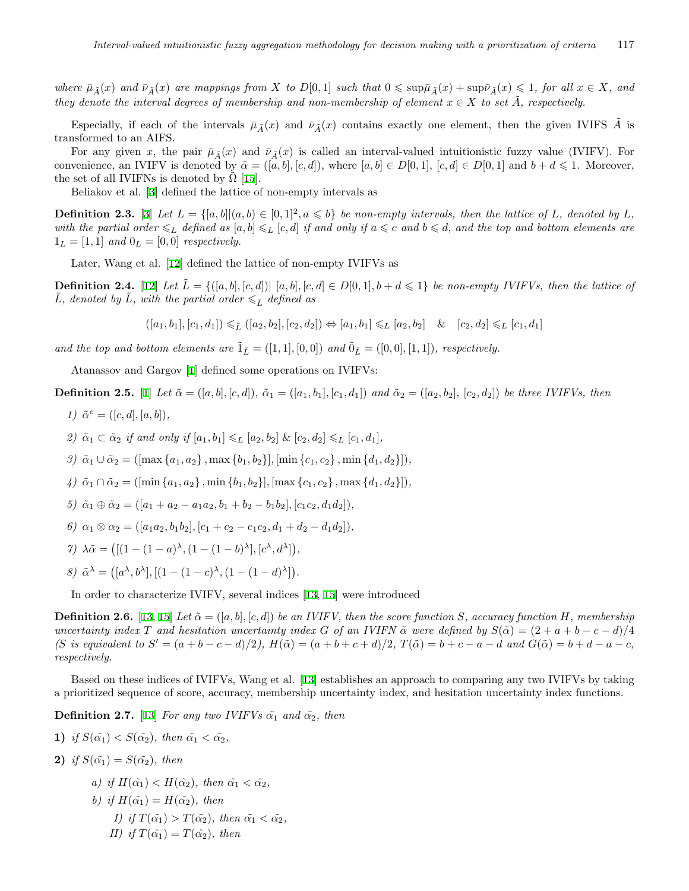*where $\bar{\mu}_{\tilde{A}}(x)$ and $\bar{\nu}_{\tilde{A}}(x)$ are mappings from $X$ to $D[0,1]$ such that $0 \leqslant \sup\bar{\mu}_{\tilde{A}}(x) + \sup\bar{\nu}_{\tilde{A}}(x) \leqslant 1$, for all $x \in X$, and they denote the interval degrees of membership and non-membership of element $x \in X$ to set $\tilde{A}$, respectively.*

Especially, if each of the intervals $\bar{\mu}_{\tilde{A}}(x)$ and $\bar{\nu}_{\tilde{A}}(x)$ contains exactly one element, then the given IVIFS $\tilde{A}$ is transformed to an AIFS.

For any given $x$, the pair $\bar{\mu}_{\tilde{A}}(x)$ and $\bar{\nu}_{\tilde{A}}(x)$ is called an interval-valued intuitionistic fuzzy value (IVIFV). For convenience, an IVIFV is denoted by $\tilde{\alpha} = ([a,b],[c,d])$, where $[a,b] \in D[0,1]$, $[c,d] \in D[0,1]$ and $b + d \leqslant 1$. Moreover, the set of all IVIFNs is denoted by $\tilde{\Omega}$ [15].

Beliakov et al. [3] defined the lattice of non-empty intervals as

**Definition 2.3.** [3] *Let $L = \{[a,b] | (a,b) \in [0,1]^2, a \leqslant b\}$ be non-empty intervals, then the lattice of $L$, denoted by $L$, with the partial order $\leqslant_L$ defined as $[a,b] \leqslant_L [c,d]$ if and only if $a \leqslant c$ and $b \leqslant d$, and the top and bottom elements are $1_L = [1,1]$ and $0_L = [0,0]$ respectively.*

Later, Wang et al. [12] defined the lattice of non-empty IVIFVs as

**Definition 2.4.** [12] *Let $\tilde{L} = \{([a,b],[c,d]) | \; [a,b],[c,d] \in D[0,1], b + d \leqslant 1\}$ be non-empty IVIFVs, then the lattice of $\tilde{L}$, denoted by $\tilde{L}$, with the partial order $\leqslant_{\tilde{L}}$ defined as*

$$([a_1,b_1],[c_1,d_1]) \leqslant_{\tilde{L}} ([a_2,b_2],[c_2,d_2]) \Leftrightarrow [a_1,b_1] \leqslant_L [a_2,b_2] \quad \& \quad [c_2,d_2] \leqslant_L [c_1,d_1]$$

*and the top and bottom elements are $\tilde{1}_{\tilde{L}} = ([1,1],[0,0])$ and $\tilde{0}_{\tilde{L}} = ([0,0],[1,1])$, respectively.*

Atanassov and Gargov [1] defined some operations on IVIFVs:

**Definition 2.5.** [1] *Let $\tilde{\alpha} = ([a,b],[c,d])$, $\tilde{\alpha}_1 = ([a_1,b_1],[c_1,d_1])$ and $\tilde{\alpha}_2 = ([a_2,b_2],[c_2,d_2])$ be three IVIFVs, then*

1) $\tilde{\alpha}^c = ([c,d],[a,b])$,
2) $\tilde{\alpha}_1 \subset \tilde{\alpha}_2$ *if and only if* $[a_1,b_1] \leqslant_L [a_2,b_2]$ & $[c_2,d_2] \leqslant_L [c_1,d_1]$,
3) $\tilde{\alpha}_1 \cup \tilde{\alpha}_2 = ([\max\{a_1,a_2\}, \max\{b_1,b_2\}], [\min\{c_1,c_2\}, \min\{d_1,d_2\}])$,
4) $\tilde{\alpha}_1 \cap \tilde{\alpha}_2 = ([\min\{a_1,a_2\}, \min\{b_1,b_2\}], [\max\{c_1,c_2\}, \max\{d_1,d_2\}])$,
5) $\tilde{\alpha}_1 \oplus \tilde{\alpha}_2 = ([a_1 + a_2 - a_1a_2, b_1 + b_2 - b_1b_2], [c_1c_2, d_1d_2])$,
6) $\alpha_1 \otimes \alpha_2 = ([a_1a_2, b_1b_2], [c_1 + c_2 - c_1c_2, d_1 + d_2 - d_1d_2])$,
7) $\lambda\tilde{\alpha} = \left([(1-(1-a)^\lambda, (1-(1-b)^\lambda], [c^\lambda, d^\lambda]\right)$,
8) $\tilde{\alpha}^\lambda = \left([a^\lambda, b^\lambda], [(1-(1-c)^\lambda, (1-(1-d)^\lambda]\right)$.

In order to characterize IVIFV, several indices [13, 15] were introduced

**Definition 2.6.** [13, 15] *Let $\tilde{\alpha} = ([a,b],[c,d])$ be an IVIFV, then the score function $S$, accuracy function $H$, membership uncertainty index $T$ and hesitation uncertainty index $G$ of an IVIFN $\tilde{\alpha}$ were defined by $S(\tilde{\alpha}) = (2 + a + b - c - d)/4$ ($S$ is equivalent to $S' = (a + b - c - d)/2$), $H(\tilde{\alpha}) = (a + b + c + d)/2$, $T(\tilde{\alpha}) = b + c - a - d$ and $G(\tilde{\alpha}) = b + d - a - c$, respectively.*

Based on these indices of IVIFVs, Wang et al. [13] establishes an approach to comparing any two IVIFVs by taking a prioritized sequence of score, accuracy, membership uncertainty index, and hesitation uncertainty index functions.

**Definition 2.7.** [13] *For any two IVIFVs $\tilde{\alpha_1}$ and $\tilde{\alpha_2}$, then*

**1)** *if $S(\tilde{\alpha_1}) < S(\tilde{\alpha_2})$, then $\tilde{\alpha_1} < \tilde{\alpha_2}$,*

**2)** *if $S(\tilde{\alpha_1}) = S(\tilde{\alpha_2})$, then*

- *a) if $H(\tilde{\alpha_1}) < H(\tilde{\alpha_2})$, then $\tilde{\alpha_1} < \tilde{\alpha_2}$,*
- *b) if $H(\tilde{\alpha_1}) = H(\tilde{\alpha_2})$, then*
  - *I) if $T(\tilde{\alpha_1}) > T(\tilde{\alpha_2})$, then $\tilde{\alpha_1} < \tilde{\alpha_2}$,*
  - *II) if $T(\tilde{\alpha_1}) = T(\tilde{\alpha_2})$, then*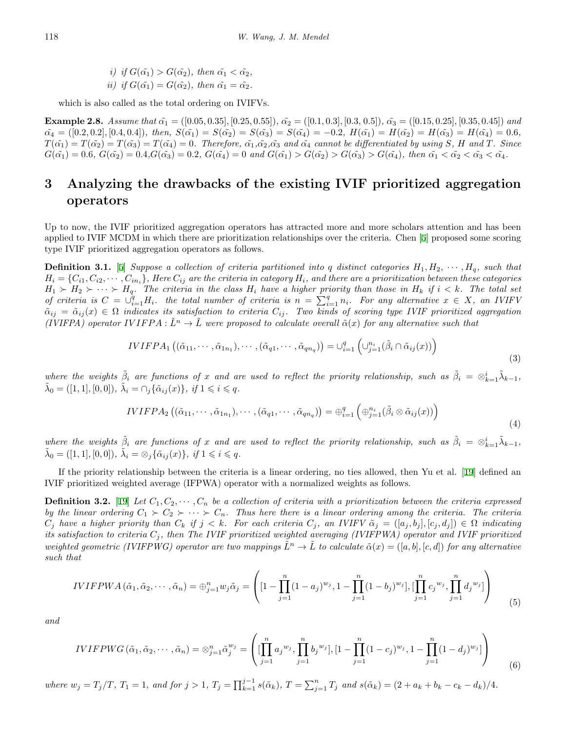*i) if $G(\tilde{\alpha_1}) > G(\tilde{\alpha_2})$, then $\tilde{\alpha_1} < \tilde{\alpha_2}$,*

*ii) if $G(\tilde{\alpha_1}) = G(\tilde{\alpha_2})$, then $\tilde{\alpha_1} = \tilde{\alpha_2}$.*

which is also called as the total ordering on IVIFVs.

**Example 2.8.** *Assume that $\tilde{\alpha_1} = ([0.05, 0.35], [0.25, 0.55])$, $\tilde{\alpha_2} = ([0.1, 0.3], [0.3, 0.5])$, $\tilde{\alpha_3} = ([0.15, 0.25], [0.35, 0.45])$ and $\tilde{\alpha_4} = ([0.2, 0.2], [0.4, 0.4])$, then, $S(\tilde{\alpha_1}) = S(\tilde{\alpha_2}) = S(\tilde{\alpha_3}) = S(\tilde{\alpha_4}) = -0.2$, $H(\tilde{\alpha_1}) = H(\tilde{\alpha_2}) = H(\tilde{\alpha_3}) = H(\tilde{\alpha_4}) = 0.6$, $T(\tilde{\alpha_1}) = T(\tilde{\alpha_2}) = T(\tilde{\alpha_3}) = T(\tilde{\alpha_4}) = 0$. Therefore, $\tilde{\alpha_1}$,$\tilde{\alpha_2}$,$\tilde{\alpha_3}$ and $\tilde{\alpha_4}$ cannot be differentiated by using $S$, $H$ and $T$. Since $G(\tilde{\alpha_1}) = 0.6$, $G(\tilde{\alpha_2}) = 0.4$,$G(\tilde{\alpha_3}) = 0.2$, $G(\tilde{\alpha_4}) = 0$ and $G(\tilde{\alpha_1}) > G(\tilde{\alpha_2}) > G(\tilde{\alpha_3}) > G(\tilde{\alpha_4})$, then $\tilde{\alpha_1} < \tilde{\alpha_2} < \tilde{\alpha_3} < \tilde{\alpha_4}$.*

# 3 Analyzing the drawbacks of the existing IVIF prioritized aggregation operators

Up to now, the IVIF prioritized aggregation operators has attracted more and more scholars attention and has been applied to IVIF MCDM in which there are prioritization relationships over the criteria. Chen [5] proposed some scoring type IVIF prioritized aggregation operators as follows.

**Definition 3.1.** [5] *Suppose a collection of criteria partitioned into $q$ distinct categories $H_1, H_2, \cdots, H_q$, such that $H_i = \{C_{i1}, C_{i2}, \cdots, C_{in_i}\}$, Here $C_{ij}$ are the criteria in category $H_i$, and there are a prioritization between these categories $H_1 \succ H_2 \succ \cdots \succ H_q$. The criteria in the class $H_i$ have a higher priority than those in $H_k$ if $i < k$. The total set of criteria is $C = \cup_{i=1}^{q} H_i$. the total number of criteria is $n = \sum_{i=1}^{q} n_i$. For any alternative $x \in X$, an IVIFV $\tilde{\alpha}_{ij} = \tilde{\alpha}_{ij}(x) \in \Omega$ indicates its satisfaction to criteria $C_{ij}$. Two kinds of scoring type IVIF prioritized aggregation (IVIFPA) operator $IVIFPA : \tilde{L}^n \to \tilde{L}$ were proposed to calculate overall $\tilde{\alpha}(x)$ for any alternative such that*

$$IVIFPA_1\left((\tilde{\alpha}_{11}, \cdots, \tilde{\alpha}_{1n_1}), \cdots, (\tilde{\alpha}_{q1}, \cdots, \tilde{\alpha}_{qn_q})\right) = \cup_{i=1}^{q}\left(\cup_{j=1}^{n_i}(\tilde{\beta}_i \cap \tilde{\alpha}_{ij}(x))\right) \tag{3}$$

*where the weights $\tilde{\beta}_i$ are functions of $x$ and are used to reflect the priority relationship, such as $\tilde{\beta}_i = \otimes_{k=1}^{i}\tilde{\lambda}_{k-1}$, $\tilde{\lambda}_0 = ([1, 1], [0, 0])$, $\tilde{\lambda}_i = \cap_j\{\tilde{\alpha}_{ij}(x)\}$, if $1 \leqslant i \leqslant q$.*

$$IVIFPA_2\left((\tilde{\alpha}_{11}, \cdots, \tilde{\alpha}_{1n_1}), \cdots, (\tilde{\alpha}_{q1}, \cdots, \tilde{\alpha}_{qn_q})\right) = \oplus_{i=1}^{q}\left(\oplus_{j=1}^{n_i}(\tilde{\beta}_i \otimes \tilde{\alpha}_{ij}(x))\right) \tag{4}$$

*where the weights $\tilde{\beta}_i$ are functions of $x$ and are used to reflect the priority relationship, such as $\tilde{\beta}_i = \otimes_{k=1}^{i}\tilde{\lambda}_{k-1}$, $\tilde{\lambda}_0 = ([1, 1], [0, 0])$, $\tilde{\lambda}_i = \otimes_j\{\tilde{\alpha}_{ij}(x)\}$, if $1 \leqslant i \leqslant q$.*

If the priority relationship between the criteria is a linear ordering, no ties allowed, then Yu et al. [19] defined an IVIF prioritized weighted average (IFPWA) operator with a normalized weights as follows.

**Definition 3.2.** [19] *Let $C_1, C_2, \cdots, C_n$ be a collection of criteria with a prioritization between the criteria expressed by the linear ordering $C_1 \succ C_2 \succ \cdots \succ C_n$. Thus here there is a linear ordering among the criteria. The criteria $C_j$ have a higher priority than $C_k$ if $j < k$. For each criteria $C_j$, an IVIFV $\tilde{\alpha}_j = ([a_j, b_j], [c_j, d_j]) \in \Omega$ indicating its satisfaction to criteria $C_j$, then The IVIF prioritized weighted averaging (IVIFPWA) operator and IVIF prioritized weighted geometric (IVIFPWG) operator are two mappings $\tilde{L}^n \to \tilde{L}$ to calculate $\tilde{\alpha}(x) = ([a, b], [c, d])$ for any alternative such that*

$$IVIFPWA\left(\tilde{\alpha}_1, \tilde{\alpha}_2, \cdots, \tilde{\alpha}_n\right) = \oplus_{j=1}^{n} w_j \tilde{\alpha}_j = \left([1 - \prod_{j=1}^{n}(1 - a_j)^{w_j}, 1 - \prod_{j=1}^{n}(1 - b_j)^{w_j}], [\prod_{j=1}^{n} {c_j}^{w_j}, \prod_{j=1}^{n} {d_j}^{w_j}]\right) \tag{5}$$

*and*

$$IVIFPWG\left(\tilde{\alpha}_1, \tilde{\alpha}_2, \cdots, \tilde{\alpha}_n\right) = \otimes_{j=1}^{n} \tilde{\alpha}_j^{w_j} = \left([\prod_{j=1}^{n} {a_j}^{w_j}, \prod_{j=1}^{n} {b_j}^{w_j}], [1 - \prod_{j=1}^{n}(1 - c_j)^{w_j}, 1 - \prod_{j=1}^{n}(1 - d_j)^{w_j}]\right) \tag{6}$$

*where $w_j = T_j/T$, $T_1 = 1$, and for $j > 1$, $T_j = \prod_{k=1}^{j-1} s(\tilde{\alpha}_k)$, $T = \sum_{j=1}^{n} T_j$ and $s(\tilde{\alpha}_k) = (2 + a_k + b_k - c_k - d_k)/4$.*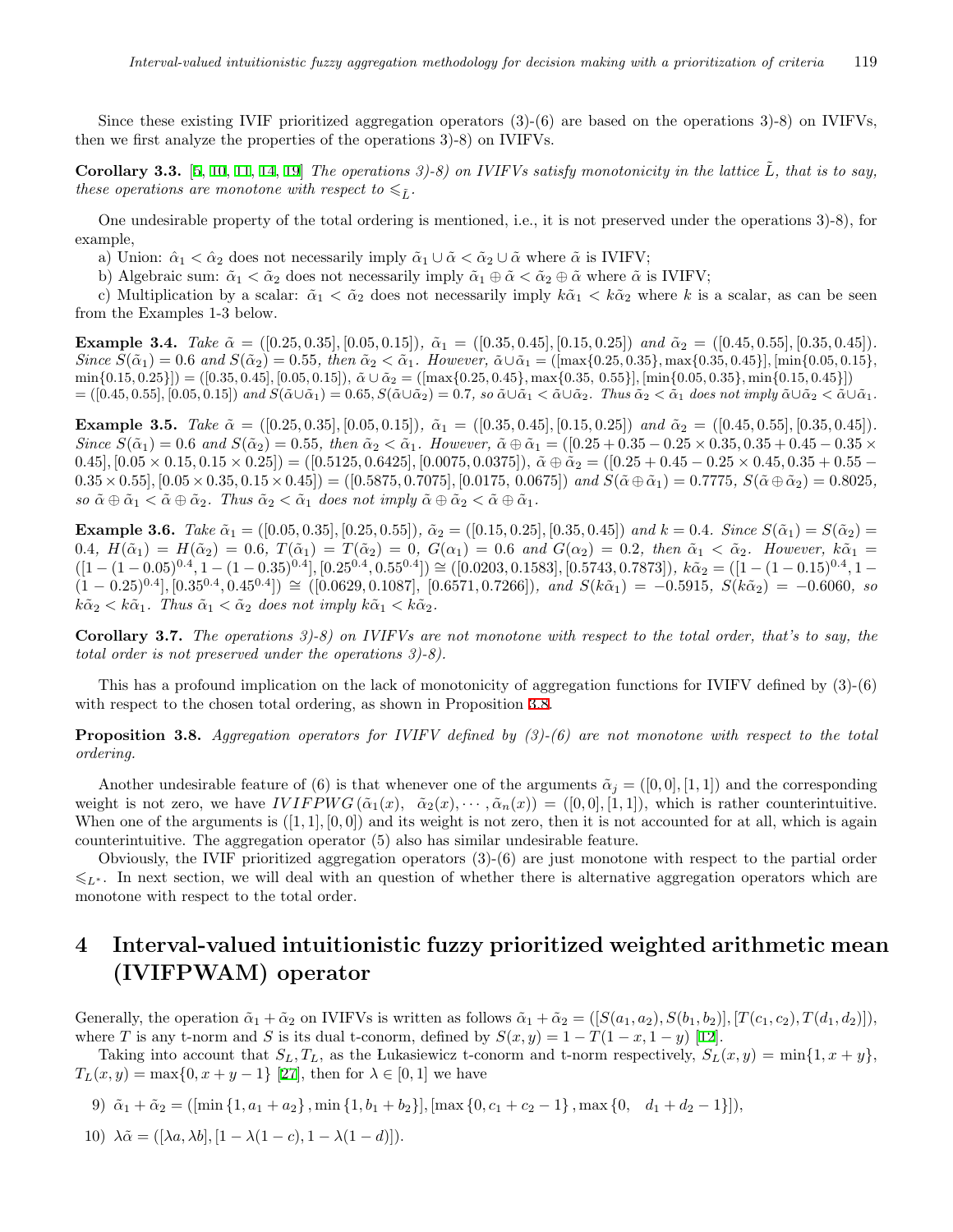Since these existing IVIF prioritized aggregation operators (3)-(6) are based on the operations 3)-8) on IVIFVs, then we first analyze the properties of the operations 3)-8) on IVIFVs.

**Corollary 3.3.** [5, 10, 11, 14, 19] *The operations 3)-8) on IVIFVs satisfy monotonicity in the lattice $\tilde{L}$, that is to say, these operations are monotone with respect to $\leqslant_{\tilde{L}}$.*

One undesirable property of the total ordering is mentioned, i.e., it is not preserved under the operations 3)-8), for example,

a) Union: $\hat{\alpha}_1 < \hat{\alpha}_2$ does not necessarily imply $\tilde{\alpha}_1 \cup \tilde{\alpha} < \tilde{\alpha}_2 \cup \tilde{\alpha}$ where $\tilde{\alpha}$ is IVIFV;

b) Algebraic sum: $\tilde{\alpha}_1 < \tilde{\alpha}_2$ does not necessarily imply $\tilde{\alpha}_1 \oplus \tilde{\alpha} < \tilde{\alpha}_2 \oplus \tilde{\alpha}$ where $\tilde{\alpha}$ is IVIFV;

c) Multiplication by a scalar: $\tilde{\alpha}_1 < \tilde{\alpha}_2$ does not necessarily imply $k\tilde{\alpha}_1 < k\tilde{\alpha}_2$ where $k$ is a scalar, as can be seen from the Examples 1-3 below.

**Example 3.4.** *Take $\tilde{\alpha} = ([0.25, 0.35], [0.05, 0.15])$, $\tilde{\alpha}_1 = ([0.35, 0.45], [0.15, 0.25])$ and $\tilde{\alpha}_2 = ([0.45, 0.55], [0.35, 0.45])$. Since $S(\tilde{\alpha}_1) = 0.6$ and $S(\tilde{\alpha}_2) = 0.55$, then $\tilde{\alpha}_2 < \tilde{\alpha}_1$. However, $\tilde{\alpha} \cup \tilde{\alpha}_1 = ([\max\{0.25, 0.35\}, \max\{0.35, 0.45\}], [\min\{0.05, 0.15\}, \min\{0.15, 0.25\}]) = ([0.35, 0.45], [0.05, 0.15])$, $\tilde{\alpha} \cup \tilde{\alpha}_2 = ([\max\{0.25, 0.45\}, \max\{0.35, 0.55\}], [\min\{0.05, 0.35\}, \min\{0.15, 0.45\}]) = ([0.45, 0.55], [0.05, 0.15])$ and $S(\tilde{\alpha}\cup\tilde{\alpha}_1) = 0.65$, $S(\tilde{\alpha}\cup\tilde{\alpha}_2) = 0.7$, so $\tilde{\alpha}\cup\tilde{\alpha}_1 < \tilde{\alpha}\cup\tilde{\alpha}_2$. Thus $\tilde{\alpha}_2 < \tilde{\alpha}_1$ does not imply $\tilde{\alpha}\cup\tilde{\alpha}_2 < \tilde{\alpha}\cup\tilde{\alpha}_1$.*

**Example 3.5.** *Take $\tilde{\alpha} = ([0.25, 0.35], [0.05, 0.15])$, $\tilde{\alpha}_1 = ([0.35, 0.45], [0.15, 0.25])$ and $\tilde{\alpha}_2 = ([0.45, 0.55], [0.35, 0.45])$. Since $S(\tilde{\alpha}_1) = 0.6$ and $S(\tilde{\alpha}_2) = 0.55$, then $\tilde{\alpha}_2 < \tilde{\alpha}_1$. However, $\tilde{\alpha} \oplus \tilde{\alpha}_1 = ([0.25 + 0.35 - 0.25 \times 0.35, 0.35 + 0.45 - 0.35 \times 0.45], [0.05 \times 0.15, 0.15 \times 0.25]) = ([0.5125, 0.6425], [0.0075, 0.0375])$, $\tilde{\alpha} \oplus \tilde{\alpha}_2 = ([0.25 + 0.45 - 0.25 \times 0.45, 0.35 + 0.55 - 0.35 \times 0.55], [0.05 \times 0.35, 0.15 \times 0.45]) = ([0.5875, 0.7075], [0.0175, 0.0675])$ and $S(\tilde{\alpha} \oplus \tilde{\alpha}_1) = 0.7775$, $S(\tilde{\alpha} \oplus \tilde{\alpha}_2) = 0.8025$, so $\tilde{\alpha} \oplus \tilde{\alpha}_1 < \tilde{\alpha} \oplus \tilde{\alpha}_2$. Thus $\tilde{\alpha}_2 < \tilde{\alpha}_1$ does not imply $\tilde{\alpha} \oplus \tilde{\alpha}_2 < \tilde{\alpha} \oplus \tilde{\alpha}_1$.*

**Example 3.6.** *Take $\tilde{\alpha}_1 = ([0.05, 0.35], [0.25, 0.55])$, $\tilde{\alpha}_2 = ([0.15, 0.25], [0.35, 0.45])$ and $k = 0.4$. Since $S(\tilde{\alpha}_1) = S(\tilde{\alpha}_2) = 0.4$, $H(\tilde{\alpha}_1) = H(\tilde{\alpha}_2) = 0.6$, $T(\tilde{\alpha}_1) = T(\tilde{\alpha}_2) = 0$, $G(\alpha_1) = 0.6$ and $G(\alpha_2) = 0.2$, then $\tilde{\alpha}_1 < \tilde{\alpha}_2$. However, $k\tilde{\alpha}_1 = ([1 - (1 - 0.05)^{0.4}, 1 - (1 - 0.35)^{0.4}], [0.25^{0.4}, 0.55^{0.4}]) \cong ([0.0203, 0.1583], [0.5743, 0.7873])$, $k\tilde{\alpha}_2 = ([1 - (1 - 0.15)^{0.4}, 1 - (1 - 0.25)^{0.4}], [0.35^{0.4}, 0.45^{0.4}]) \cong ([0.0629, 0.1087], [0.6571, 0.7266])$, and $S(k\tilde{\alpha}_1) = -0.5915$, $S(k\tilde{\alpha}_2) = -0.6060$, so $k\tilde{\alpha}_2 < k\tilde{\alpha}_1$. Thus $\tilde{\alpha}_1 < \tilde{\alpha}_2$ does not imply $k\tilde{\alpha}_1 < k\tilde{\alpha}_2$.*

**Corollary 3.7.** *The operations 3)-8) on IVIFVs are not monotone with respect to the total order, that's to say, the total order is not preserved under the operations 3)-8).*

This has a profound implication on the lack of monotonicity of aggregation functions for IVIFV defined by (3)-(6) with respect to the chosen total ordering, as shown in Proposition 3.8.

**Proposition 3.8.** *Aggregation operators for IVIFV defined by (3)-(6) are not monotone with respect to the total ordering.*

Another undesirable feature of (6) is that whenever one of the arguments $\tilde{\alpha}_j = ([0, 0], [1, 1])$ and the corresponding weight is not zero, we have $IVIFPWG(\tilde{\alpha}_1(x), \tilde{\alpha}_2(x), \cdots, \tilde{\alpha}_n(x)) = ([0, 0], [1, 1])$, which is rather counterintuitive. When one of the arguments is $([1, 1], [0, 0])$ and its weight is not zero, then it is not accounted for at all, which is again counterintuitive. The aggregation operator (5) also has similar undesirable feature.

Obviously, the IVIF prioritized aggregation operators (3)-(6) are just monotone with respect to the partial order $\leqslant_{L^*}$. In next section, we will deal with an question of whether there is alternative aggregation operators which are monotone with respect to the total order.

# 4 Interval-valued intuitionistic fuzzy prioritized weighted arithmetic mean (IVIFPWAM) operator

Generally, the operation $\tilde{\alpha}_1 + \tilde{\alpha}_2$ on IVIFVs is written as follows $\tilde{\alpha}_1 + \tilde{\alpha}_2 = ([S(a_1, a_2), S(b_1, b_2)], [T(c_1, c_2), T(d_1, d_2)])$, where $T$ is any t-norm and $S$ is its dual t-conorm, defined by $S(x, y) = 1 - T(1 - x, 1 - y)$ [12].

Taking into account that $S_L, T_L$, as the Lukasiewicz t-conorm and t-norm respectively, $S_L(x, y) = \min\{1, x + y\}$, $T_L(x, y) = \max\{0, x + y - 1\}$ [27], then for $\lambda \in [0, 1]$ we have

9) $\tilde{\alpha}_1 + \tilde{\alpha}_2 = ([\min\{1, a_1 + a_2\}, \min\{1, b_1 + b_2\}], [\max\{0, c_1 + c_2 - 1\}, \max\{0, \quad d_1 + d_2 - 1\}])$,

10) $\lambda\tilde{\alpha} = ([\lambda a, \lambda b], [1 - \lambda(1 - c), 1 - \lambda(1 - d)])$.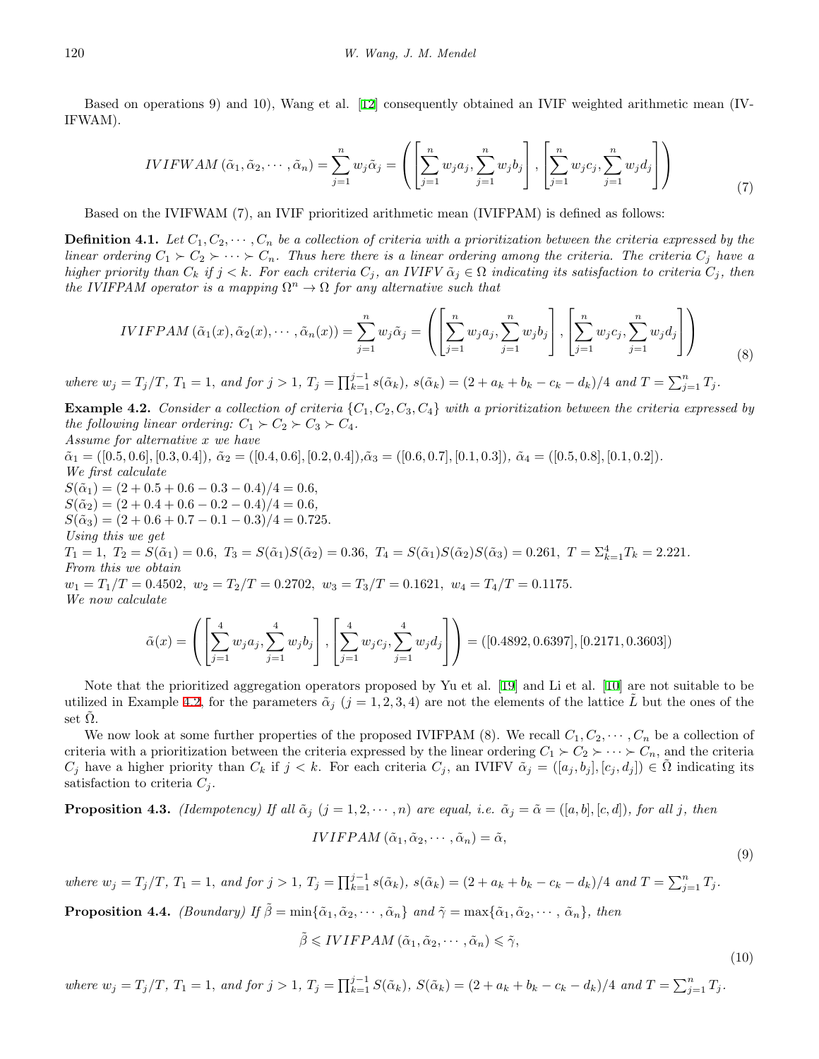Based on operations 9) and 10), Wang et al. [12] consequently obtained an IVIF weighted arithmetic mean (IVIFWAM).

$$IVIFWAM\left(\tilde{\alpha}_1, \tilde{\alpha}_2, \cdots, \tilde{\alpha}_n\right) = \sum_{j=1}^{n} w_j \tilde{\alpha}_j = \left( \left[ \sum_{j=1}^{n} w_j a_j, \sum_{j=1}^{n} w_j b_j \right], \left[ \sum_{j=1}^{n} w_j c_j, \sum_{j=1}^{n} w_j d_j \right] \right) \tag{7}$$

Based on the IVIFWAM (7), an IVIF prioritized arithmetic mean (IVIFPAM) is defined as follows:

**Definition 4.1.** *Let $C_1, C_2, \cdots, C_n$ be a collection of criteria with a prioritization between the criteria expressed by the linear ordering $C_1 \succ C_2 \succ \cdots \succ C_n$. Thus here there is a linear ordering among the criteria. The criteria $C_j$ have a higher priority than $C_k$ if $j < k$. For each criteria $C_j$, an IVIFV $\tilde{\alpha}_j \in \Omega$ indicating its satisfaction to criteria $C_j$, then the IVIFPAM operator is a mapping $\Omega^n \to \Omega$ for any alternative such that*

$$IVIFPAM\left(\tilde{\alpha}_1(x), \tilde{\alpha}_2(x), \cdots, \tilde{\alpha}_n(x)\right) = \sum_{j=1}^{n} w_j \tilde{\alpha}_j = \left( \left[ \sum_{j=1}^{n} w_j a_j, \sum_{j=1}^{n} w_j b_j \right], \left[ \sum_{j=1}^{n} w_j c_j, \sum_{j=1}^{n} w_j d_j \right] \right) \tag{8}$$

*where $w_j = T_j/T$, $T_1 = 1$, and for $j > 1$, $T_j = \prod_{k=1}^{j-1} s(\tilde{\alpha}_k)$, $s(\tilde{\alpha}_k) = (2 + a_k + b_k - c_k - d_k)/4$ and $T = \sum_{j=1}^{n} T_j$.*

**Example 4.2.** *Consider a collection of criteria $\{C_1, C_2, C_3, C_4\}$ with a prioritization between the criteria expressed by the following linear ordering: $C_1 \succ C_2 \succ C_3 \succ C_4$.*
*Assume for alternative $x$ we have*
$\tilde{\alpha}_1 = ([0.5, 0.6], [0.3, 0.4])$, $\tilde{\alpha}_2 = ([0.4, 0.6], [0.2, 0.4])$, $\tilde{\alpha}_3 = ([0.6, 0.7], [0.1, 0.3])$, $\tilde{\alpha}_4 = ([0.5, 0.8], [0.1, 0.2])$.
*We first calculate*
$S(\tilde{\alpha}_1) = (2 + 0.5 + 0.6 - 0.3 - 0.4)/4 = 0.6$,
$S(\tilde{\alpha}_2) = (2 + 0.4 + 0.6 - 0.2 - 0.4)/4 = 0.6$,
$S(\tilde{\alpha}_3) = (2 + 0.6 + 0.7 - 0.1 - 0.3)/4 = 0.725$.
*Using this we get*
$T_1 = 1,\ T_2 = S(\tilde{\alpha}_1) = 0.6,\ T_3 = S(\tilde{\alpha}_1)S(\tilde{\alpha}_2) = 0.36,\ T_4 = S(\tilde{\alpha}_1)S(\tilde{\alpha}_2)S(\tilde{\alpha}_3) = 0.261,\ T = \Sigma_{k=1}^{4} T_k = 2.221$.
*From this we obtain*
$w_1 = T_1/T = 0.4502,\ w_2 = T_2/T = 0.2702,\ w_3 = T_3/T = 0.1621,\ w_4 = T_4/T = 0.1175$.
*We now calculate*

$$\tilde{\alpha}(x) = \left( \left[ \sum_{j=1}^{4} w_j a_j, \sum_{j=1}^{4} w_j b_j \right], \left[ \sum_{j=1}^{4} w_j c_j, \sum_{j=1}^{4} w_j d_j \right] \right) = ([0.4892, 0.6397], [0.2171, 0.3603])$$

Note that the prioritized aggregation operators proposed by Yu et al. [19] and Li et al. [10] are not suitable to be utilized in Example 4.2, for the parameters $\tilde{\alpha}_j$ $(j = 1, 2, 3, 4)$ are not the elements of the lattice $\tilde{L}$ but the ones of the set $\tilde{\Omega}$.

We now look at some further properties of the proposed IVIFPAM (8). We recall $C_1, C_2, \cdots, C_n$ be a collection of criteria with a prioritization between the criteria expressed by the linear ordering $C_1 \succ C_2 \succ \cdots \succ C_n$, and the criteria $C_j$ have a higher priority than $C_k$ if $j < k$. For each criteria $C_j$, an IVIFV $\tilde{\alpha}_j = ([a_j, b_j], [c_j, d_j]) \in \tilde{\Omega}$ indicating its satisfaction to criteria $C_j$.

**Proposition 4.3.** *(Idempotency) If all $\tilde{\alpha}_j$ $(j = 1, 2, \cdots, n)$ are equal, i.e. $\tilde{\alpha}_j = \tilde{\alpha} = ([a, b], [c, d])$, for all $j$, then*

$$IVIFPAM\left(\tilde{\alpha}_1, \tilde{\alpha}_2, \cdots, \tilde{\alpha}_n\right) = \tilde{\alpha}, \tag{9}$$

*where $w_j = T_j/T$, $T_1 = 1$, and for $j > 1$, $T_j = \prod_{k=1}^{j-1} s(\tilde{\alpha}_k)$, $s(\tilde{\alpha}_k) = (2 + a_k + b_k - c_k - d_k)/4$ and $T = \sum_{j=1}^{n} T_j$.*

**Proposition 4.4.** *(Boundary) If $\tilde{\beta} = \min\{\tilde{\alpha}_1, \tilde{\alpha}_2, \cdots, \tilde{\alpha}_n\}$ and $\tilde{\gamma} = \max\{\tilde{\alpha}_1, \tilde{\alpha}_2, \cdots, \tilde{\alpha}_n\}$, then*

$$\tilde{\beta} \leqslant IVIFPAM\left(\tilde{\alpha}_1, \tilde{\alpha}_2, \cdots, \tilde{\alpha}_n\right) \leqslant \tilde{\gamma}, \tag{10}$$

*where $w_j = T_j/T$, $T_1 = 1$, and for $j > 1$, $T_j = \prod_{k=1}^{j-1} S(\tilde{\alpha}_k)$, $S(\tilde{\alpha}_k) = (2 + a_k + b_k - c_k - d_k)/4$ and $T = \sum_{j=1}^{n} T_j$.*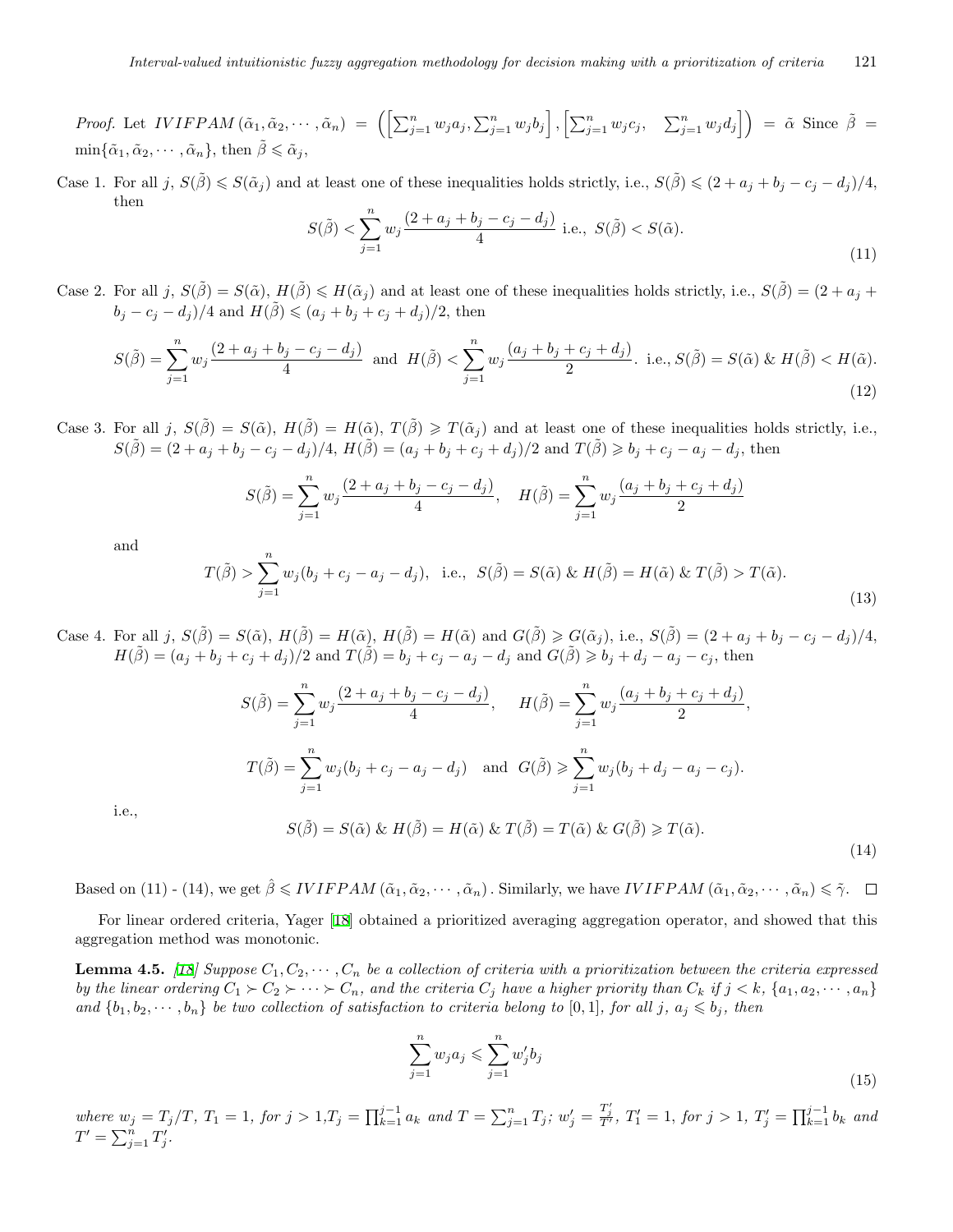*Proof.* Let $IVIFPAM(\tilde{\alpha}_1, \tilde{\alpha}_2, \cdots, \tilde{\alpha}_n) = \left(\left[\sum_{j=1}^n w_j a_j, \sum_{j=1}^n w_j b_j\right], \left[\sum_{j=1}^n w_j c_j, \quad \sum_{j=1}^n w_j d_j\right]\right) = \tilde{\alpha}$ Since $\tilde{\beta} = \min\{\tilde{\alpha}_1, \tilde{\alpha}_2, \cdots, \tilde{\alpha}_n\}$, then $\tilde{\beta} \leqslant \tilde{\alpha}_j$,

Case 1. For all $j$, $S(\tilde{\beta}) \leqslant S(\tilde{\alpha}_j)$ and at least one of these inequalities holds strictly, i.e., $S(\tilde{\beta}) \leqslant (2 + a_j + b_j - c_j - d_j)/4$, then

$$S(\tilde{\beta}) < \sum_{j=1}^n w_j \frac{(2 + a_j + b_j - c_j - d_j)}{4} \text{ i.e., } S(\tilde{\beta}) < S(\tilde{\alpha}). \tag{11}$$

Case 2. For all $j$, $S(\tilde{\beta}) = S(\tilde{\alpha})$, $H(\tilde{\beta}) \leqslant H(\tilde{\alpha}_j)$ and at least one of these inequalities holds strictly, i.e., $S(\tilde{\beta}) = (2 + a_j + b_j - c_j - d_j)/4$ and $H(\tilde{\beta}) \leqslant (a_j + b_j + c_j + d_j)/2$, then

$$S(\tilde{\beta}) = \sum_{j=1}^n w_j \frac{(2 + a_j + b_j - c_j - d_j)}{4} \text{ and } H(\tilde{\beta}) < \sum_{j=1}^n w_j \frac{(a_j + b_j + c_j + d_j)}{2}. \text{ i.e., } S(\tilde{\beta}) = S(\tilde{\alpha}) \text{ \& } H(\tilde{\beta}) < H(\tilde{\alpha}). \tag{12}$$

Case 3. For all $j$, $S(\tilde{\beta}) = S(\tilde{\alpha})$, $H(\tilde{\beta}) = H(\tilde{\alpha})$, $T(\tilde{\beta}) \geqslant T(\tilde{\alpha}_j)$ and at least one of these inequalities holds strictly, i.e., $S(\tilde{\beta}) = (2 + a_j + b_j - c_j - d_j)/4$, $H(\tilde{\beta}) = (a_j + b_j + c_j + d_j)/2$ and $T(\tilde{\beta}) \geqslant b_j + c_j - a_j - d_j$, then

$$S(\tilde{\beta}) = \sum_{j=1}^n w_j \frac{(2 + a_j + b_j - c_j - d_j)}{4}, \quad H(\tilde{\beta}) = \sum_{j=1}^n w_j \frac{(a_j + b_j + c_j + d_j)}{2}$$

and

$$T(\tilde{\beta}) > \sum_{j=1}^n w_j (b_j + c_j - a_j - d_j), \text{ i.e., } S(\tilde{\beta}) = S(\tilde{\alpha}) \text{ \& } H(\tilde{\beta}) = H(\tilde{\alpha}) \text{ \& } T(\tilde{\beta}) > T(\tilde{\alpha}). \tag{13}$$

Case 4. For all $j$, $S(\tilde{\beta}) = S(\tilde{\alpha})$, $H(\tilde{\beta}) = H(\tilde{\alpha})$, $H(\tilde{\beta}) = H(\tilde{\alpha})$ and $G(\tilde{\beta}) \geqslant G(\tilde{\alpha}_j)$, i.e., $S(\tilde{\beta}) = (2 + a_j + b_j - c_j - d_j)/4$, $H(\tilde{\beta}) = (a_j + b_j + c_j + d_j)/2$ and $T(\tilde{\beta}) = b_j + c_j - a_j - d_j$ and $G(\tilde{\beta}) \geqslant b_j + d_j - a_j - c_j$, then

$$S(\tilde{\beta}) = \sum_{j=1}^n w_j \frac{(2 + a_j + b_j - c_j - d_j)}{4}, \quad H(\tilde{\beta}) = \sum_{j=1}^n w_j \frac{(a_j + b_j + c_j + d_j)}{2},$$

$$T(\tilde{\beta}) = \sum_{j=1}^n w_j (b_j + c_j - a_j - d_j) \quad \text{and} \quad G(\tilde{\beta}) \geqslant \sum_{j=1}^n w_j (b_j + d_j - a_j - c_j).$$

i.e.,

$$S(\tilde{\beta}) = S(\tilde{\alpha}) \text{ \& } H(\tilde{\beta}) = H(\tilde{\alpha}) \text{ \& } T(\tilde{\beta}) = T(\tilde{\alpha}) \text{ \& } G(\tilde{\beta}) \geqslant T(\tilde{\alpha}). \tag{14}$$

Based on (11) - (14), we get $\hat{\beta} \leqslant IVIFPAM(\tilde{\alpha}_1, \tilde{\alpha}_2, \cdots, \tilde{\alpha}_n)$. Similarly, we have $IVIFPAM(\tilde{\alpha}_1, \tilde{\alpha}_2, \cdots, \tilde{\alpha}_n) \leqslant \tilde{\gamma}$. $\square$

For linear ordered criteria, Yager [18] obtained a prioritized averaging aggregation operator, and showed that this aggregation method was monotonic.

**Lemma 4.5.** *[18] Suppose $C_1, C_2, \cdots, C_n$ be a collection of criteria with a prioritization between the criteria expressed by the linear ordering $C_1 \succ C_2 \succ \cdots \succ C_n$, and the criteria $C_j$ have a higher priority than $C_k$ if $j < k$, $\{a_1, a_2, \cdots, a_n\}$ and $\{b_1, b_2, \cdots, b_n\}$ be two collection of satisfaction to criteria belong to $[0, 1]$, for all $j$, $a_j \leqslant b_j$, then*

$$\sum_{j=1}^n w_j a_j \leqslant \sum_{j=1}^n w'_j b_j \tag{15}$$

*where $w_j = T_j/T$, $T_1 = 1$, for $j > 1$, $T_j = \prod_{k=1}^{j-1} a_k$ and $T = \sum_{j=1}^n T_j$; $w'_j = \frac{T'_j}{T'}$, $T'_1 = 1$, for $j > 1$, $T'_j = \prod_{k=1}^{j-1} b_k$ and $T' = \sum_{j=1}^n T'_j$.*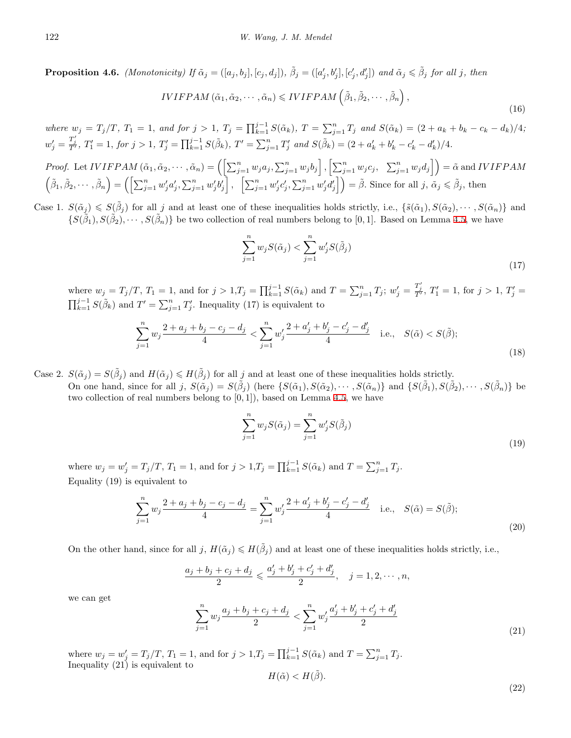**Proposition 4.6.** *(Monotonicity) If $\tilde{\alpha}_j = ([a_j, b_j], [c_j, d_j])$, $\tilde{\beta}_j = ([a'_j, b'_j], [c'_j, d'_j])$ and $\tilde{\alpha}_j \leqslant \tilde{\beta}_j$ for all $j$, then*

$$IVIFPAM\left(\tilde{\alpha}_1, \tilde{\alpha}_2, \cdots, \tilde{\alpha}_n\right) \leqslant IVIFPAM\left(\tilde{\beta}_1, \tilde{\beta}_2, \cdots, \tilde{\beta}_n\right), \tag{16}$$

*where $w_j = T_j/T$, $T_1 = 1$, and for $j > 1$, $T_j = \prod_{k=1}^{j-1} S(\tilde{\alpha}_k)$, $T = \sum_{j=1}^{n} T_j$ and $S(\tilde{\alpha}_k) = (2 + a_k + b_k - c_k - d_k)/4$; $w'_j = \frac{T'_j}{T'}$, $T'_1 = 1$, for $j > 1$, $T'_j = \prod_{k=1}^{j-1} S(\tilde{\beta}_k)$, $T' = \sum_{j=1}^{n} T'_j$ and $S(\tilde{\beta}_k) = (2 + a'_k + b'_k - c'_k - d'_k)/4$.*

*Proof.* Let $IVIFPAM\left(\tilde{\alpha}_1, \tilde{\alpha}_2, \cdots, \tilde{\alpha}_n\right) = \left(\left[\sum_{j=1}^{n} w_j a_j, \sum_{j=1}^{n} w_j b_j\right], \left[\sum_{j=1}^{n} w_j c_j, \ \sum_{j=1}^{n} w_j d_j\right]\right) = \tilde{\alpha}$ and $IVIFPAM$ $\left(\tilde{\beta}_1, \tilde{\beta}_2, \cdots, \tilde{\beta}_n\right) = \left(\left[\sum_{j=1}^{n} w'_j a'_j, \sum_{j=1}^{n} w'_j b'_j\right], \ \left[\sum_{j=1}^{n} w'_j c'_j, \sum_{j=1}^{n} w'_j d'_j\right]\right) = \tilde{\beta}$. Since for all $j$, $\tilde{\alpha}_j \leqslant \tilde{\beta}_j$, then

Case 1. $S(\tilde{\alpha}_j) \leqslant S(\tilde{\beta}_j)$ for all $j$ and at least one of these inequalities holds strictly, i.e., $\{\tilde{s}(\tilde{\alpha}_1), S(\tilde{\alpha}_2), \cdots, S(\tilde{\alpha}_n)\}$ and $\{S(\tilde{\beta}_1), S(\tilde{\beta}_2), \cdots, S(\tilde{\beta}_n)\}$ be two collection of real numbers belong to $[0, 1]$. Based on Lemma 4.5, we have

$$\sum_{j=1}^{n} w_j S(\tilde{\alpha}_j) < \sum_{j=1}^{n} w'_j S(\tilde{\beta}_j) \tag{17}$$

where $w_j = T_j/T$, $T_1 = 1$, and for $j > 1$,$T_j = \prod_{k=1}^{j-1} S(\tilde{\alpha}_k)$ and $T = \sum_{j=1}^{n} T_j$; $w'_j = \frac{T'_j}{T'}$, $T'_1 = 1$, for $j > 1$, $T'_j = \prod_{k=1}^{j-1} S(\tilde{\beta}_k)$ and $T' = \sum_{j=1}^{n} T'_j$. Inequality (17) is equivalent to

$$\sum_{j=1}^{n} w_j \frac{2 + a_j + b_j - c_j - d_j}{4} < \sum_{j=1}^{n} w'_j \frac{2 + a'_j + b'_j - c'_j - d'_j}{4} \quad \text{i.e.,} \quad S(\tilde{\alpha}) < S(\tilde{\beta}); \tag{18}$$

Case 2. $S(\tilde{\alpha}_j) = S(\tilde{\beta}_j)$ and $H(\tilde{\alpha}_j) \leqslant H(\tilde{\beta}_j)$ for all $j$ and at least one of these inequalities holds strictly.
On one hand, since for all $j$, $S(\tilde{\alpha}_j) = S(\tilde{\beta}_j)$ (here $\{S(\tilde{\alpha}_1), S(\tilde{\alpha}_2), \cdots, S(\tilde{\alpha}_n)\}$ and $\{S(\tilde{\beta}_1), S(\tilde{\beta}_2), \cdots, S(\tilde{\beta}_n)\}$ be two collection of real numbers belong to $[0, 1]$), based on Lemma 4.5, we have

$$\sum_{j=1}^{n} w_j S(\tilde{\alpha}_j) = \sum_{j=1}^{n} w'_j S(\tilde{\beta}_j) \tag{19}$$

where $w_j = w'_j = T_j/T$, $T_1 = 1$, and for $j > 1$,$T_j = \prod_{k=1}^{j-1} S(\tilde{\alpha}_k)$ and $T = \sum_{j=1}^{n} T_j$.
Equality (19) is equivalent to

$$\sum_{j=1}^{n} w_j \frac{2 + a_j + b_j - c_j - d_j}{4} = \sum_{j=1}^{n} w'_j \frac{2 + a'_j + b'_j - c'_j - d'_j}{4} \quad \text{i.e.,} \quad S(\tilde{\alpha}) = S(\tilde{\beta}); \tag{20}$$

On the other hand, since for all $j$, $H(\tilde{\alpha}_j) \leqslant H(\tilde{\beta}_j)$ and at least one of these inequalities holds strictly, i.e.,

$$\frac{a_j + b_j + c_j + d_j}{2} \leqslant \frac{a'_j + b'_j + c'_j + d'_j}{2}, \quad j = 1, 2, \cdots, n,$$

we can get

$$\sum_{j=1}^{n} w_j \frac{a_j + b_j + c_j + d_j}{2} < \sum_{j=1}^{n} w'_j \frac{a'_j + b'_j + c'_j + d'_j}{2} \tag{21}$$

where $w_j = w'_j = T_j/T$, $T_1 = 1$, and for $j > 1$,$T_j = \prod_{k=1}^{j-1} S(\tilde{\alpha}_k)$ and $T = \sum_{j=1}^{n} T_j$.
Inequality (21) is equivalent to

$$H(\tilde{\alpha}) < H(\tilde{\beta}). \tag{22}$$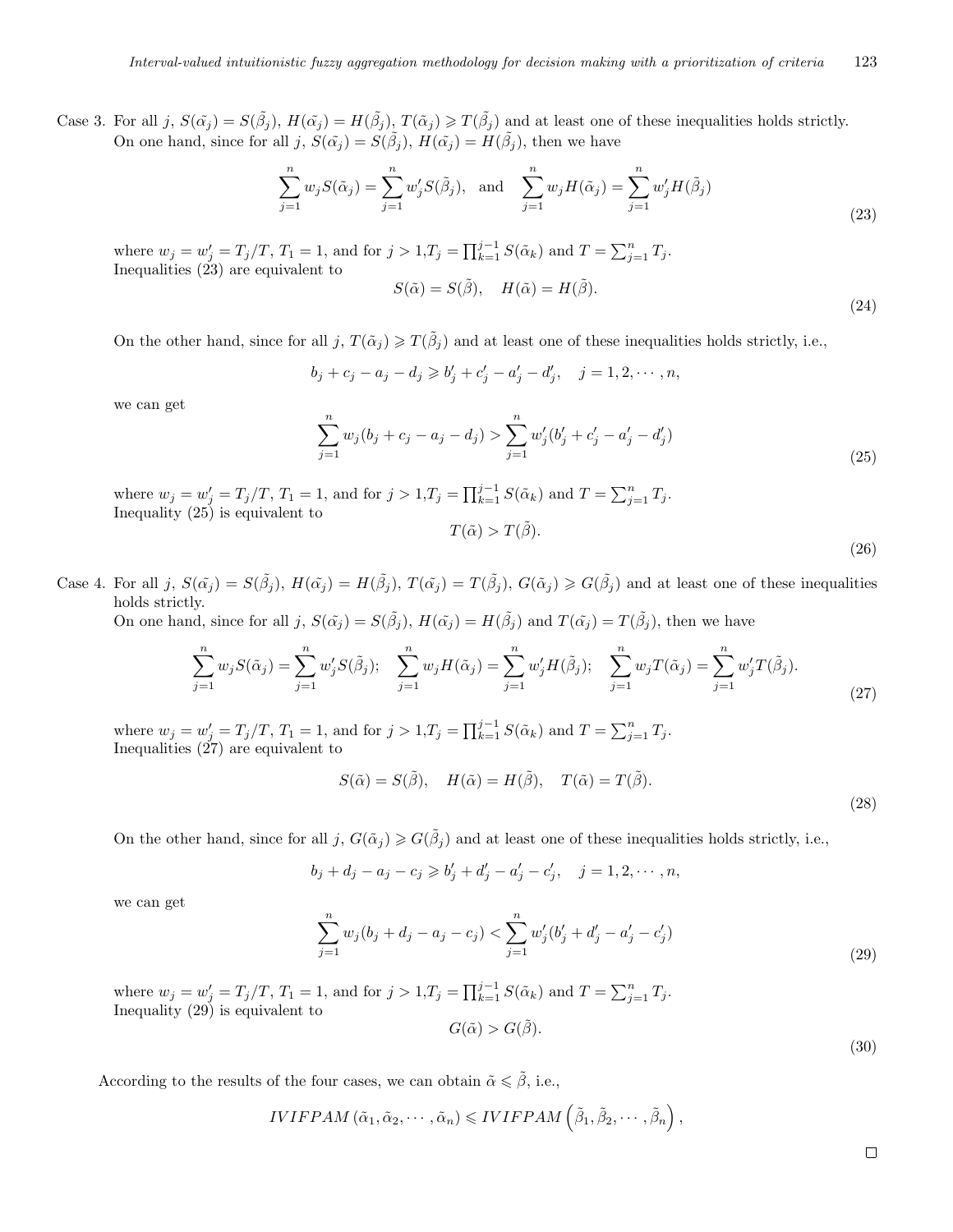Case 3. For all $j$, $S(\tilde{\alpha_j}) = S(\tilde{\beta_j})$, $H(\tilde{\alpha_j}) = H(\tilde{\beta_j})$, $T(\tilde{\alpha_j}) \geqslant T(\tilde{\beta_j})$ and at least one of these inequalities holds strictly.
On one hand, since for all $j$, $S(\tilde{\alpha_j}) = S(\tilde{\beta_j})$, $H(\tilde{\alpha_j}) = H(\tilde{\beta_j})$, then we have

$$\sum_{j=1}^{n} w_j S(\tilde{\alpha_j}) = \sum_{j=1}^{n} w_j' S(\tilde{\beta_j}), \quad \text{and} \quad \sum_{j=1}^{n} w_j H(\tilde{\alpha_j}) = \sum_{j=1}^{n} w_j' H(\tilde{\beta_j}) \tag{23}$$

where $w_j = w_j' = T_j/T$, $T_1 = 1$, and for $j > 1$,$T_j = \prod_{k=1}^{j-1} S(\tilde{\alpha}_k)$ and $T = \sum_{j=1}^{n} T_j$.
Inequalities (23) are equivalent to

$$S(\tilde{\alpha}) = S(\tilde{\beta}), \quad H(\tilde{\alpha}) = H(\tilde{\beta}). \tag{24}$$

On the other hand, since for all $j$, $T(\tilde{\alpha_j}) \geqslant T(\tilde{\beta_j})$ and at least one of these inequalities holds strictly, i.e.,

$$b_j + c_j - a_j - d_j \geqslant b_j' + c_j' - a_j' - d_j', \quad j = 1, 2, \cdots, n,$$

we can get

$$\sum_{j=1}^{n} w_j (b_j + c_j - a_j - d_j) > \sum_{j=1}^{n} w_j' (b_j' + c_j' - a_j' - d_j') \tag{25}$$

where $w_j = w_j' = T_j/T$, $T_1 = 1$, and for $j > 1$,$T_j = \prod_{k=1}^{j-1} S(\tilde{\alpha}_k)$ and $T = \sum_{j=1}^{n} T_j$.
Inequality (25) is equivalent to

$$T(\tilde{\alpha}) > T(\tilde{\beta}). \tag{26}$$

Case 4. For all $j$, $S(\tilde{\alpha_j}) = S(\tilde{\beta_j})$, $H(\tilde{\alpha_j}) = H(\tilde{\beta_j})$, $T(\tilde{\alpha_j}) = T(\tilde{\beta_j})$, $G(\tilde{\alpha_j}) \geqslant G(\tilde{\beta_j})$ and at least one of these inequalities holds strictly.
On one hand, since for all $j$, $S(\tilde{\alpha_j}) = S(\tilde{\beta_j})$, $H(\tilde{\alpha_j}) = H(\tilde{\beta_j})$ and $T(\tilde{\alpha_j}) = T(\tilde{\beta_j})$, then we have

$$\sum_{j=1}^{n} w_j S(\tilde{\alpha_j}) = \sum_{j=1}^{n} w_j' S(\tilde{\beta_j}); \quad \sum_{j=1}^{n} w_j H(\tilde{\alpha_j}) = \sum_{j=1}^{n} w_j' H(\tilde{\beta_j}); \quad \sum_{j=1}^{n} w_j T(\tilde{\alpha_j}) = \sum_{j=1}^{n} w_j' T(\tilde{\beta_j}). \tag{27}$$

where $w_j = w_j' = T_j/T$, $T_1 = 1$, and for $j > 1$,$T_j = \prod_{k=1}^{j-1} S(\tilde{\alpha}_k)$ and $T = \sum_{j=1}^{n} T_j$.
Inequalities (27) are equivalent to

$$S(\tilde{\alpha}) = S(\tilde{\beta}), \quad H(\tilde{\alpha}) = H(\tilde{\beta}), \quad T(\tilde{\alpha}) = T(\tilde{\beta}). \tag{28}$$

On the other hand, since for all $j$, $G(\tilde{\alpha_j}) \geqslant G(\tilde{\beta_j})$ and at least one of these inequalities holds strictly, i.e.,

$$b_j + d_j - a_j - c_j \geqslant b_j' + d_j' - a_j' - c_j', \quad j = 1, 2, \cdots, n,$$

we can get

$$\sum_{j=1}^{n} w_j (b_j + d_j - a_j - c_j) < \sum_{j=1}^{n} w_j' (b_j' + d_j' - a_j' - c_j') \tag{29}$$

where $w_j = w_j' = T_j/T$, $T_1 = 1$, and for $j > 1$,$T_j = \prod_{k=1}^{j-1} S(\tilde{\alpha}_k)$ and $T = \sum_{j=1}^{n} T_j$.
Inequality (29) is equivalent to

$$G(\tilde{\alpha}) > G(\tilde{\beta}). \tag{30}$$

According to the results of the four cases, we can obtain $\tilde{\alpha} \leqslant \tilde{\beta}$, i.e.,

$$IVIFPAM\left(\tilde{\alpha}_1, \tilde{\alpha}_2, \cdots, \tilde{\alpha}_n\right) \leqslant IVIFPAM\left(\tilde{\beta}_1, \tilde{\beta}_2, \cdots, \tilde{\beta}_n\right),$$

□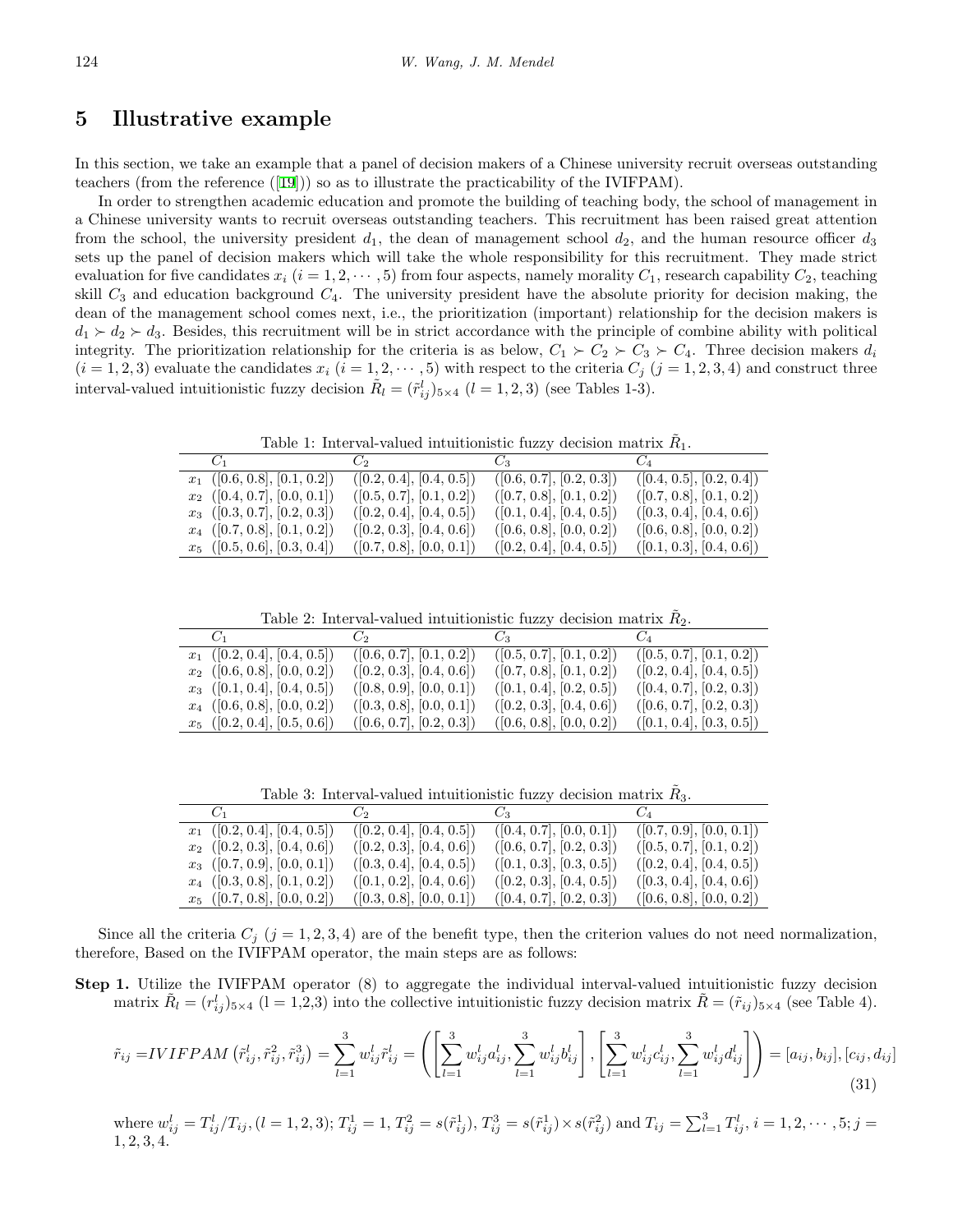## 5 Illustrative example

In this section, we take an example that a panel of decision makers of a Chinese university recruit overseas outstanding teachers (from the reference ([19])) so as to illustrate the practicability of the IVIFPAM).

In order to strengthen academic education and promote the building of teaching body, the school of management in a Chinese university wants to recruit overseas outstanding teachers. This recruitment has been raised great attention from the school, the university president $d_1$, the dean of management school $d_2$, and the human resource officer $d_3$ sets up the panel of decision makers which will take the whole responsibility for this recruitment. They made strict evaluation for five candidates $x_i$ $(i = 1, 2, \cdots, 5)$ from four aspects, namely morality $C_1$, research capability $C_2$, teaching skill $C_3$ and education background $C_4$. The university president have the absolute priority for decision making, the dean of the management school comes next, i.e., the prioritization (important) relationship for the decision makers is $d_1 \succ d_2 \succ d_3$. Besides, this recruitment will be in strict accordance with the principle of combine ability with political integrity. The prioritization relationship for the criteria is as below, $C_1 \succ C_2 \succ C_3 \succ C_4$. Three decision makers $d_i$ $(i = 1, 2, 3)$ evaluate the candidates $x_i$ $(i = 1, 2, \cdots, 5)$ with respect to the criteria $C_j$ $(j = 1, 2, 3, 4)$ and construct three interval-valued intuitionistic fuzzy decision $\tilde{R}_l = (\tilde{r}^l_{ij})_{5\times 4}$ $(l = 1, 2, 3)$ (see Tables 1-3).

Table 1: Interval-valued intuitionistic fuzzy decision matrix $\tilde{R}_1$.

| | $C_1$ | $C_2$ | $C_3$ | $C_4$ |
|---|---|---|---|---|
| $x_1$ | ([0.6, 0.8], [0.1, 0.2]) | ([0.2, 0.4], [0.4, 0.5]) | ([0.6, 0.7], [0.2, 0.3]) | ([0.4, 0.5], [0.2, 0.4]) |
| $x_2$ | ([0.4, 0.7], [0.0, 0.1]) | ([0.5, 0.7], [0.1, 0.2]) | ([0.7, 0.8], [0.1, 0.2]) | ([0.7, 0.8], [0.1, 0.2]) |
| $x_3$ | ([0.3, 0.7], [0.2, 0.3]) | ([0.2, 0.4], [0.4, 0.5]) | ([0.1, 0.4], [0.4, 0.5]) | ([0.3, 0.4], [0.4, 0.6]) |
| $x_4$ | ([0.7, 0.8], [0.1, 0.2]) | ([0.2, 0.3], [0.4, 0.6]) | ([0.6, 0.8], [0.0, 0.2]) | ([0.6, 0.8], [0.0, 0.2]) |
| $x_5$ | ([0.5, 0.6], [0.3, 0.4]) | ([0.7, 0.8], [0.0, 0.1]) | ([0.2, 0.4], [0.4, 0.5]) | ([0.1, 0.3], [0.4, 0.6]) |

Table 2: Interval-valued intuitionistic fuzzy decision matrix $\tilde{R}_2$.

| | $C_1$ | $C_2$ | $C_3$ | $C_4$ |
|---|---|---|---|---|
| $x_1$ | ([0.2, 0.4], [0.4, 0.5]) | ([0.6, 0.7], [0.1, 0.2]) | ([0.5, 0.7], [0.1, 0.2]) | ([0.5, 0.7], [0.1, 0.2]) |
| $x_2$ | ([0.6, 0.8], [0.0, 0.2]) | ([0.2, 0.3], [0.4, 0.6]) | ([0.7, 0.8], [0.1, 0.2]) | ([0.2, 0.4], [0.4, 0.5]) |
| $x_3$ | ([0.1, 0.4], [0.4, 0.5]) | ([0.8, 0.9], [0.0, 0.1]) | ([0.1, 0.4], [0.2, 0.5]) | ([0.4, 0.7], [0.2, 0.3]) |
| $x_4$ | ([0.6, 0.8], [0.0, 0.2]) | ([0.3, 0.8], [0.0, 0.1]) | ([0.2, 0.3], [0.4, 0.6]) | ([0.6, 0.7], [0.2, 0.3]) |
| $x_5$ | ([0.2, 0.4], [0.5, 0.6]) | ([0.6, 0.7], [0.2, 0.3]) | ([0.6, 0.8], [0.0, 0.2]) | ([0.1, 0.4], [0.3, 0.5]) |

Table 3: Interval-valued intuitionistic fuzzy decision matrix $\tilde{R}_3$.

| | $C_1$ | $C_2$ | $C_3$ | $C_4$ |
|---|---|---|---|---|
| $x_1$ | ([0.2, 0.4], [0.4, 0.5]) | ([0.2, 0.4], [0.4, 0.5]) | ([0.4, 0.7], [0.0, 0.1]) | ([0.7, 0.9], [0.0, 0.1]) |
| $x_2$ | ([0.2, 0.3], [0.4, 0.6]) | ([0.2, 0.3], [0.4, 0.6]) | ([0.6, 0.7], [0.2, 0.3]) | ([0.5, 0.7], [0.1, 0.2]) |
| $x_3$ | ([0.7, 0.9], [0.0, 0.1]) | ([0.3, 0.4], [0.4, 0.5]) | ([0.1, 0.3], [0.3, 0.5]) | ([0.2, 0.4], [0.4, 0.5]) |
| $x_4$ | ([0.3, 0.8], [0.1, 0.2]) | ([0.1, 0.2], [0.4, 0.6]) | ([0.2, 0.3], [0.4, 0.5]) | ([0.3, 0.4], [0.4, 0.6]) |
| $x_5$ | ([0.7, 0.8], [0.0, 0.2]) | ([0.3, 0.8], [0.0, 0.1]) | ([0.4, 0.7], [0.2, 0.3]) | ([0.6, 0.8], [0.0, 0.2]) |

Since all the criteria $C_j$ $(j = 1, 2, 3, 4)$ are of the benefit type, then the criterion values do not need normalization, therefore, Based on the IVIFPAM operator, the main steps are as follows:

**Step 1.** Utilize the IVIFPAM operator (8) to aggregate the individual interval-valued intuitionistic fuzzy decision matrix $\tilde{R}_l = (r^l_{ij})_{5\times 4}$ (l = 1,2,3) into the collective intuitionistic fuzzy decision matrix $\tilde{R} = (\tilde{r}_{ij})_{5\times 4}$ (see Table 4).

$$\tilde{r}_{ij} = IVIFPAM\left(\tilde{r}^1_{ij}, \tilde{r}^2_{ij}, \tilde{r}^3_{ij}\right) = \sum_{l=1}^{3} w^l_{ij}\tilde{r}^l_{ij} = \left(\left[\sum_{l=1}^{3} w^l_{ij}a^l_{ij}, \sum_{l=1}^{3} w^l_{ij}b^l_{ij}\right], \left[\sum_{l=1}^{3} w^l_{ij}c^l_{ij}, \sum_{l=1}^{3} w^l_{ij}d^l_{ij}\right]\right) = [a_{ij}, b_{ij}], [c_{ij}, d_{ij}] \tag{31}$$

where $w^l_{ij} = T^l_{ij}/T_{ij}, (l = 1, 2, 3)$; $T^1_{ij} = 1$, $T^2_{ij} = s(\tilde{r}^1_{ij})$, $T^3_{ij} = s(\tilde{r}^1_{ij}) \times s(\tilde{r}^2_{ij})$ and $T_{ij} = \sum_{l=1}^{3} T^l_{ij}$, $i = 1, 2, \cdots, 5; j = 1, 2, 3, 4$.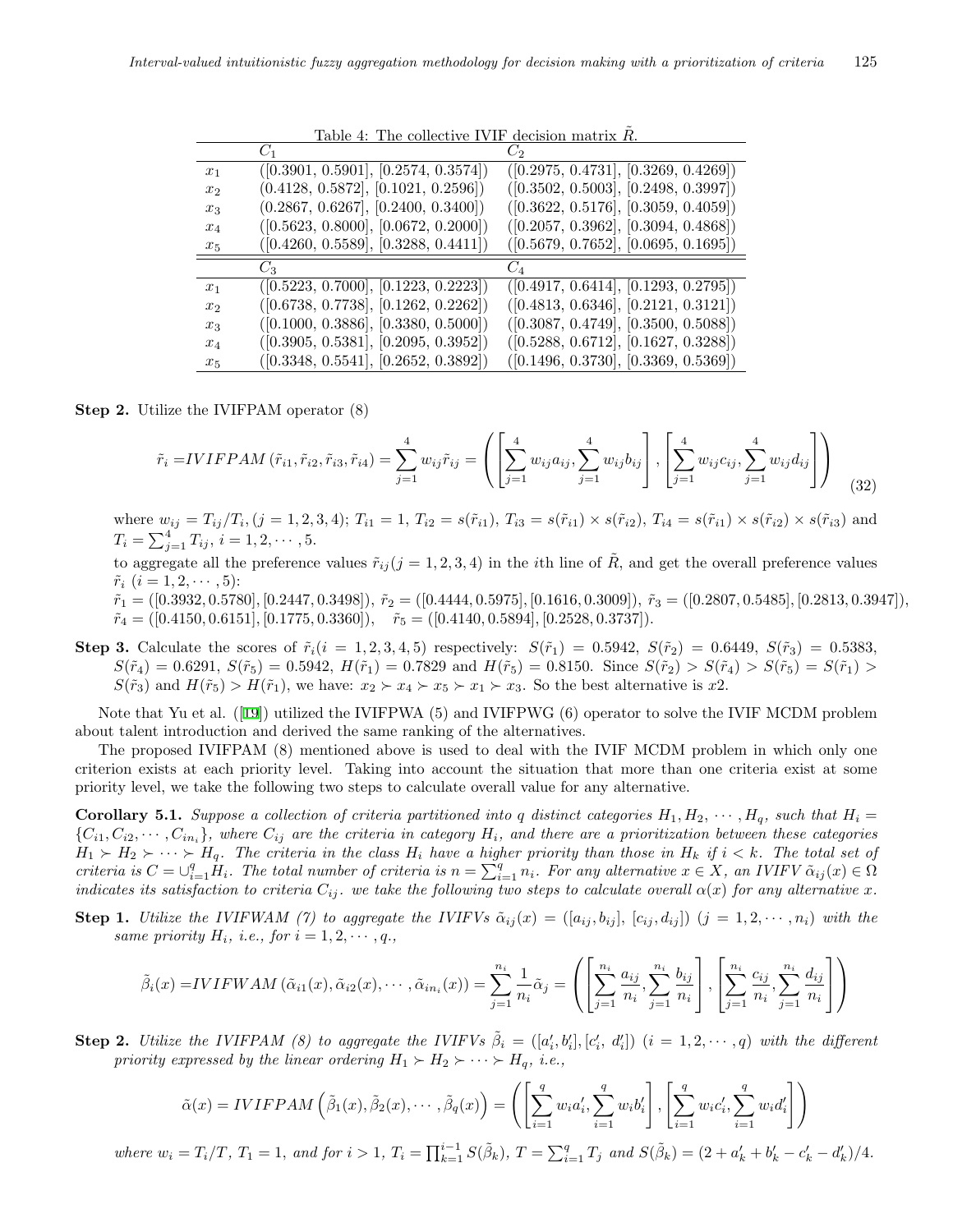Table 4: The collective IVIF decision matrix $\tilde{R}$.

| | $C_1$ | $C_2$ |
|---|---|---|
| $x_1$ | ([0.3901, 0.5901], [0.2574, 0.3574]) | ([0.2975, 0.4731], [0.3269, 0.4269]) |
| $x_2$ | (0.4128, 0.5872], [0.1021, 0.2596]) | ([0.3502, 0.5003], [0.2498, 0.3997]) |
| $x_3$ | (0.2867, 0.6267], [0.2400, 0.3400]) | ([0.3622, 0.5176], [0.3059, 0.4059]) |
| $x_4$ | ([0.5623, 0.8000], [0.0672, 0.2000]) | ([0.2057, 0.3962], [0.3094, 0.4868]) |
| $x_5$ | ([0.4260, 0.5589], [0.3288, 0.4411]) | ([0.5679, 0.7652], [0.0695, 0.1695]) |
| | $C_3$ | $C_4$ |
| $x_1$ | ([0.5223, 0.7000], [0.1223, 0.2223]) | ([0.4917, 0.6414], [0.1293, 0.2795]) |
| $x_2$ | ([0.6738, 0.7738], [0.1262, 0.2262]) | ([0.4813, 0.6346], [0.2121, 0.3121]) |
| $x_3$ | ([0.1000, 0.3886], [0.3380, 0.5000]) | ([0.3087, 0.4749], [0.3500, 0.5088]) |
| $x_4$ | ([0.3905, 0.5381], [0.2095, 0.3952]) | ([0.5288, 0.6712], [0.1627, 0.3288]) |
| $x_5$ | ([0.3348, 0.5541], [0.2652, 0.3892]) | ([0.1496, 0.3730], [0.3369, 0.5369]) |

**Step 2.** Utilize the IVIFPAM operator (8)

$$\tilde{r}_i = IVIFPAM\left(\tilde{r}_{i1}, \tilde{r}_{i2}, \tilde{r}_{i3}, \tilde{r}_{i4}\right) = \sum_{j=1}^{4} w_{ij}\tilde{r}_{ij} = \left(\left[\sum_{j=1}^{4} w_{ij}a_{ij}, \sum_{j=1}^{4} w_{ij}b_{ij}\right], \left[\sum_{j=1}^{4} w_{ij}c_{ij}, \sum_{j=1}^{4} w_{ij}d_{ij}\right]\right) \tag{32}$$

where $w_{ij} = T_{ij}/T_i, (j = 1, 2, 3, 4)$; $T_{i1} = 1$, $T_{i2} = s(\tilde{r}_{i1})$, $T_{i3} = s(\tilde{r}_{i1}) \times s(\tilde{r}_{i2})$, $T_{i4} = s(\tilde{r}_{i1}) \times s(\tilde{r}_{i2}) \times s(\tilde{r}_{i3})$ and $T_i = \sum_{j=1}^{4} T_{ij}$, $i = 1, 2, \cdots, 5$.

to aggregate all the preference values $\tilde{r}_{ij} (j = 1, 2, 3, 4)$ in the $i$th line of $\tilde{R}$, and get the overall preference values $\tilde{r}_i$ $(i = 1, 2, \cdots, 5)$:

$\tilde{r}_1 = ([0.3932, 0.5780], [0.2447, 0.3498])$, $\tilde{r}_2 = ([0.4444, 0.5975], [0.1616, 0.3009])$, $\tilde{r}_3 = ([0.2807, 0.5485], [0.2813, 0.3947])$, $\tilde{r}_4 = ([0.4150, 0.6151], [0.1775, 0.3360])$, $\tilde{r}_5 = ([0.4140, 0.5894], [0.2528, 0.3737])$.

**Step 3.** Calculate the scores of $\tilde{r}_i (i = 1, 2, 3, 4, 5)$ respectively: $S(\tilde{r}_1) = 0.5942$, $S(\tilde{r}_2) = 0.6449$, $S(\tilde{r}_3) = 0.5383$, $S(\tilde{r}_4) = 0.6291$, $S(\tilde{r}_5) = 0.5942$, $H(\tilde{r}_1) = 0.7829$ and $H(\tilde{r}_5) = 0.8150$. Since $S(\tilde{r}_2) > S(\tilde{r}_4) > S(\tilde{r}_5) = S(\tilde{r}_1) > S(\tilde{r}_3)$ and $H(\tilde{r}_5) > H(\tilde{r}_1)$, we have: $x_2 \succ x_4 \succ x_5 \succ x_1 \succ x_3$. So the best alternative is $x2$.

Note that Yu et al. ([19]) utilized the IVIFPWA (5) and IVIFPWG (6) operator to solve the IVIF MCDM problem about talent introduction and derived the same ranking of the alternatives.

The proposed IVIFPAM (8) mentioned above is used to deal with the IVIF MCDM problem in which only one criterion exists at each priority level. Taking into account the situation that more than one criteria exist at some priority level, we take the following two steps to calculate overall value for any alternative.

**Corollary 5.1.** *Suppose a collection of criteria partitioned into $q$ distinct categories $H_1, H_2, \cdots, H_q$, such that $H_i = \{C_{i1}, C_{i2}, \cdots, C_{in_i}\}$, where $C_{ij}$ are the criteria in category $H_i$, and there are a prioritization between these categories $H_1 \succ H_2 \succ \cdots \succ H_q$. The criteria in the class $H_i$ have a higher priority than those in $H_k$ if $i < k$. The total set of criteria is $C = \cup_{i=1}^{q} H_i$. The total number of criteria is $n = \sum_{i=1}^{q} n_i$. For any alternative $x \in X$, an IVIFV $\tilde{\alpha}_{ij}(x) \in \Omega$ indicates its satisfaction to criteria $C_{ij}$. we take the following two steps to calculate overall $\alpha(x)$ for any alternative $x$.*

**Step 1.** *Utilize the IVIFWAM (7) to aggregate the IVIFVs $\tilde{\alpha}_{ij}(x) = ([a_{ij}, b_{ij}], [c_{ij}, d_{ij}])$ $(j = 1, 2, \cdots, n_i)$ with the same priority $H_i$, i.e., for $i = 1, 2, \cdots, q.$,*

$$\tilde{\beta}_i(x) = IVIFWAM\left(\tilde{\alpha}_{i1}(x), \tilde{\alpha}_{i2}(x), \cdots, \tilde{\alpha}_{in_i}(x)\right) = \sum_{j=1}^{n_i} \frac{1}{n_i}\tilde{\alpha}_j = \left(\left[\sum_{j=1}^{n_i} \frac{a_{ij}}{n_i}, \sum_{j=1}^{n_i} \frac{b_{ij}}{n_i}\right], \left[\sum_{j=1}^{n_i} \frac{c_{ij}}{n_i}, \sum_{j=1}^{n_i} \frac{d_{ij}}{n_i}\right]\right)$$

**Step 2.** *Utilize the IVIFPAM (8) to aggregate the IVIFVs $\tilde{\beta}_i = ([a'_i, b'_i], [c'_i, d'_i])$ $(i = 1, 2, \cdots, q)$ with the different priority expressed by the linear ordering $H_1 \succ H_2 \succ \cdots \succ H_q$, i.e.,*

$$\tilde{\alpha}(x) = IVIFPAM\left(\tilde{\beta}_1(x), \tilde{\beta}_2(x), \cdots, \tilde{\beta}_q(x)\right) = \left(\left[\sum_{i=1}^{q} w_i a'_i, \sum_{i=1}^{q} w_i b'_i\right], \left[\sum_{i=1}^{q} w_i c'_i, \sum_{i=1}^{q} w_i d'_i\right]\right)$$

*where $w_i = T_i/T$, $T_1 = 1$, and for $i > 1$, $T_i = \prod_{k=1}^{i-1} S(\tilde{\beta}_k)$, $T = \sum_{j=1}^{q} T_j$ and $S(\tilde{\beta}_k) = (2 + a'_k + b'_k - c'_k - d'_k)/4$.*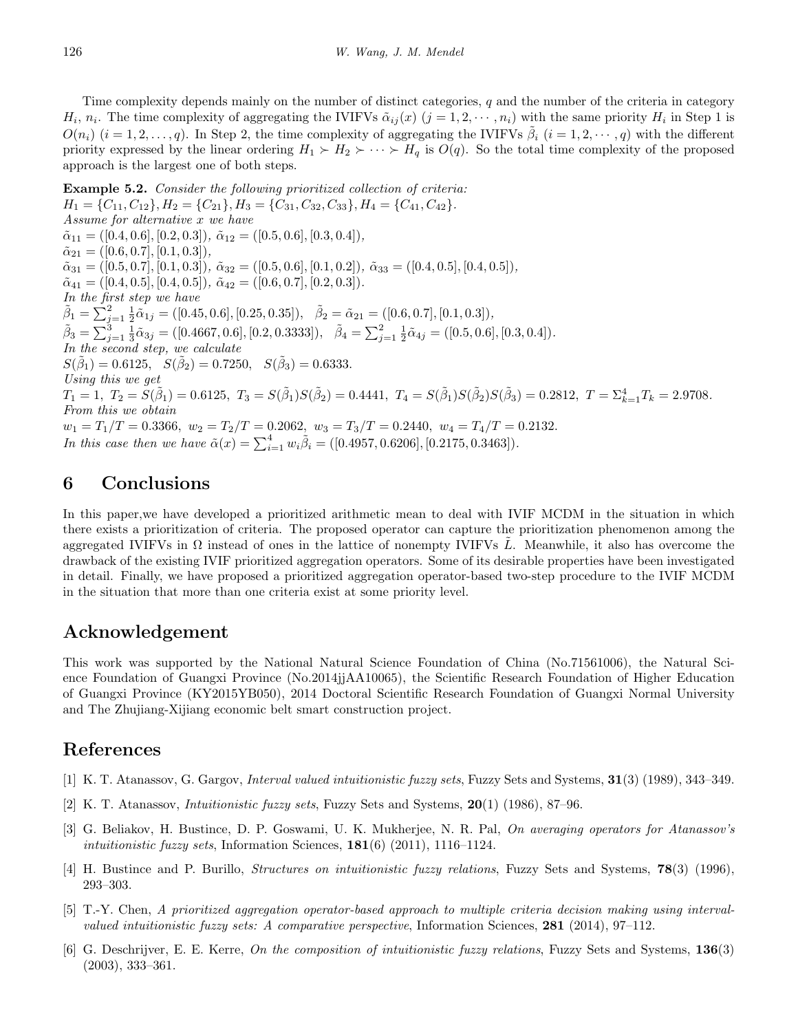Time complexity depends mainly on the number of distinct categories, $q$ and the number of the criteria in category $H_i$, $n_i$. The time complexity of aggregating the IVIFVs $\tilde{\alpha}_{ij}(x)$ $(j = 1, 2, \cdots, n_i)$ with the same priority $H_i$ in Step 1 is $O(n_i)$ $(i = 1, 2, \ldots, q)$. In Step 2, the time complexity of aggregating the IVIFVs $\tilde{\beta}_i$ $(i = 1, 2, \cdots, q)$ with the different priority expressed by the linear ordering $H_1 \succ H_2 \succ \cdots \succ H_q$ is $O(q)$. So the total time complexity of the proposed approach is the largest one of both steps.

**Example 5.2.** *Consider the following prioritized collection of criteria:*
$H_1 = \{C_{11}, C_{12}\}, H_2 = \{C_{21}\}, H_3 = \{C_{31}, C_{32}, C_{33}\}, H_4 = \{C_{41}, C_{42}\}$.
*Assume for alternative x we have*
$\tilde{\alpha}_{11} = ([0.4, 0.6], [0.2, 0.3])$, $\tilde{\alpha}_{12} = ([0.5, 0.6], [0.3, 0.4])$,
$\tilde{\alpha}_{21} = ([0.6, 0.7], [0.1, 0.3])$,
$\tilde{\alpha}_{31} = ([0.5, 0.7], [0.1, 0.3])$, $\tilde{\alpha}_{32} = ([0.5, 0.6], [0.1, 0.2])$, $\tilde{\alpha}_{33} = ([0.4, 0.5], [0.4, 0.5])$,
$\tilde{\alpha}_{41} = ([0.4, 0.5], [0.4, 0.5])$, $\tilde{\alpha}_{42} = ([0.6, 0.7], [0.2, 0.3])$.
*In the first step we have*
$\tilde{\beta}_1 = \sum_{j=1}^{2} \frac{1}{2}\tilde{\alpha}_{1j} = ([0.45, 0.6], [0.25, 0.35])$, $\quad \tilde{\beta}_2 = \tilde{\alpha}_{21} = ([0.6, 0.7], [0.1, 0.3])$,
$\tilde{\beta}_3 = \sum_{j=1}^{3} \frac{1}{3}\tilde{\alpha}_{3j} = ([0.4667, 0.6], [0.2, 0.3333])$, $\quad \tilde{\beta}_4 = \sum_{j=1}^{2} \frac{1}{2}\tilde{\alpha}_{4j} = ([0.5, 0.6], [0.3, 0.4])$.
*In the second step, we calculate*
$S(\tilde{\beta}_1) = 0.6125, \quad S(\tilde{\beta}_2) = 0.7250, \quad S(\tilde{\beta}_3) = 0.6333.$
*Using this we get*
$T_1 = 1,\ T_2 = S(\tilde{\beta}_1) = 0.6125,\ T_3 = S(\tilde{\beta}_1)S(\tilde{\beta}_2) = 0.4441,\ T_4 = S(\tilde{\beta}_1)S(\tilde{\beta}_2)S(\tilde{\beta}_3) = 0.2812,\ T = \Sigma_{k=1}^{4} T_k = 2.9708.$
*From this we obtain*
$w_1 = T_1/T = 0.3366,\ w_2 = T_2/T = 0.2062,\ w_3 = T_3/T = 0.2440,\ w_4 = T_4/T = 0.2132.$
*In this case then we have* $\tilde{\alpha}(x) = \sum_{i=1}^{4} w_i \tilde{\beta}_i = ([0.4957, 0.6206], [0.2175, 0.3463])$.

# 6 Conclusions

In this paper,we have developed a prioritized arithmetic mean to deal with IVIF MCDM in the situation in which there exists a prioritization of criteria. The proposed operator can capture the prioritization phenomenon among the aggregated IVIFVs in $\Omega$ instead of ones in the lattice of nonempty IVIFVs $\tilde{L}$. Meanwhile, it also has overcome the drawback of the existing IVIF prioritized aggregation operators. Some of its desirable properties have been investigated in detail. Finally, we have proposed a prioritized aggregation operator-based two-step procedure to the IVIF MCDM in the situation that more than one criteria exist at some priority level.

# Acknowledgement

This work was supported by the National Natural Science Foundation of China (No.71561006), the Natural Science Foundation of Guangxi Province (No.2014jjAA10065), the Scientific Research Foundation of Higher Education of Guangxi Province (KY2015YB050), 2014 Doctoral Scientific Research Foundation of Guangxi Normal University and The Zhujiang-Xijiang economic belt smart construction project.

# References

[1] K. T. Atanassov, G. Gargov, *Interval valued intuitionistic fuzzy sets*, Fuzzy Sets and Systems, **31**(3) (1989), 343–349.

[2] K. T. Atanassov, *Intuitionistic fuzzy sets*, Fuzzy Sets and Systems, **20**(1) (1986), 87–96.

[3] G. Beliakov, H. Bustince, D. P. Goswami, U. K. Mukherjee, N. R. Pal, *On averaging operators for Atanassov's intuitionistic fuzzy sets*, Information Sciences, **181**(6) (2011), 1116–1124.

[4] H. Bustince and P. Burillo, *Structures on intuitionistic fuzzy relations*, Fuzzy Sets and Systems, **78**(3) (1996), 293–303.

[5] T.-Y. Chen, *A prioritized aggregation operator-based approach to multiple criteria decision making using interval-valued intuitionistic fuzzy sets: A comparative perspective*, Information Sciences, **281** (2014), 97–112.

[6] G. Deschrijver, E. E. Kerre, *On the composition of intuitionistic fuzzy relations*, Fuzzy Sets and Systems, **136**(3) (2003), 333–361.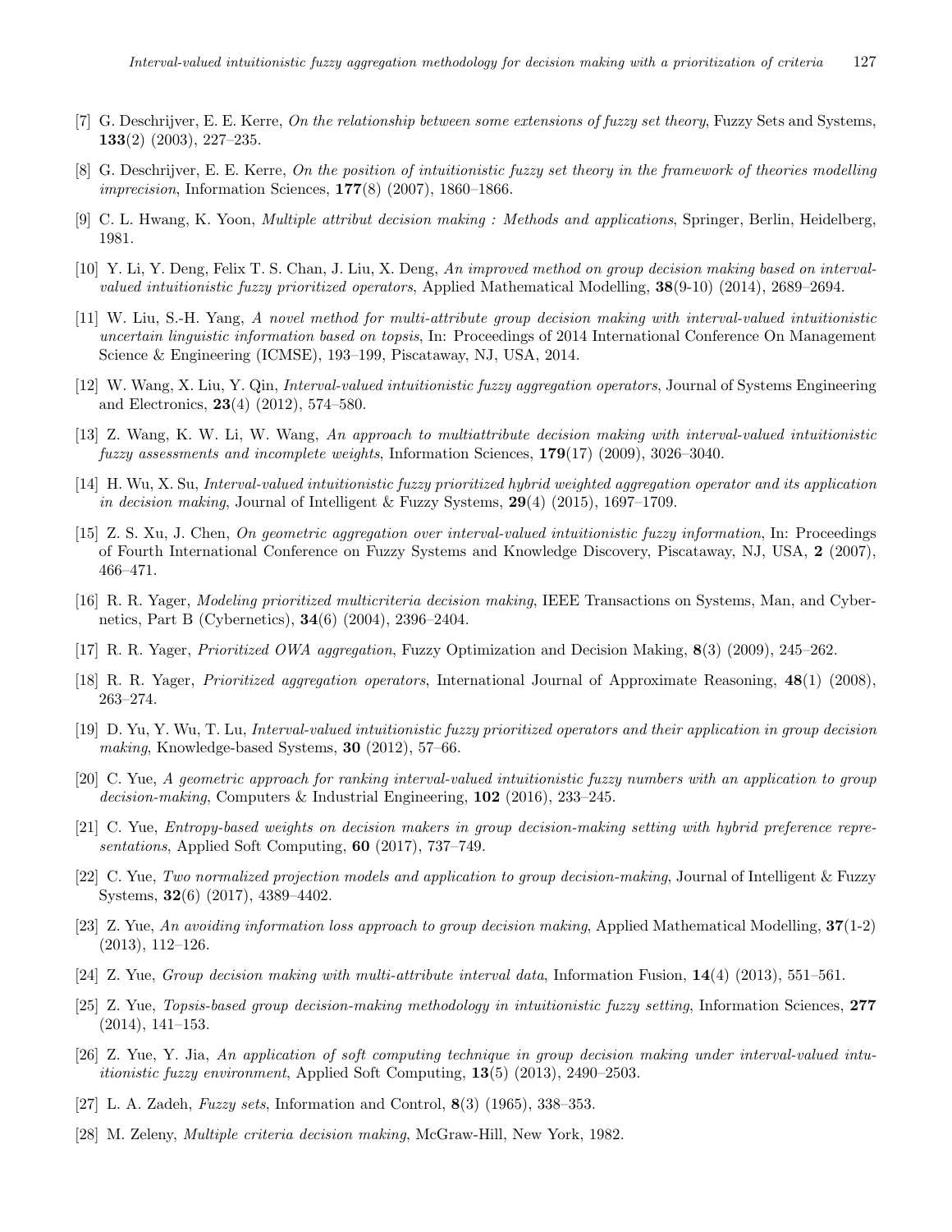[7] G. Deschrijver, E. E. Kerre, *On the relationship between some extensions of fuzzy set theory*, Fuzzy Sets and Systems, **133**(2) (2003), 227–235.

[8] G. Deschrijver, E. E. Kerre, *On the position of intuitionistic fuzzy set theory in the framework of theories modelling imprecision*, Information Sciences, **177**(8) (2007), 1860–1866.

[9] C. L. Hwang, K. Yoon, *Multiple attribut decision making : Methods and applications*, Springer, Berlin, Heidelberg, 1981.

[10] Y. Li, Y. Deng, Felix T. S. Chan, J. Liu, X. Deng, *An improved method on group decision making based on interval-valued intuitionistic fuzzy prioritized operators*, Applied Mathematical Modelling, **38**(9-10) (2014), 2689–2694.

[11] W. Liu, S.-H. Yang, *A novel method for multi-attribute group decision making with interval-valued intuitionistic uncertain linguistic information based on topsis*, In: Proceedings of 2014 International Conference On Management Science & Engineering (ICMSE), 193–199, Piscataway, NJ, USA, 2014.

[12] W. Wang, X. Liu, Y. Qin, *Interval-valued intuitionistic fuzzy aggregation operators*, Journal of Systems Engineering and Electronics, **23**(4) (2012), 574–580.

[13] Z. Wang, K. W. Li, W. Wang, *An approach to multiattribute decision making with interval-valued intuitionistic fuzzy assessments and incomplete weights*, Information Sciences, **179**(17) (2009), 3026–3040.

[14] H. Wu, X. Su, *Interval-valued intuitionistic fuzzy prioritized hybrid weighted aggregation operator and its application in decision making*, Journal of Intelligent & Fuzzy Systems, **29**(4) (2015), 1697–1709.

[15] Z. S. Xu, J. Chen, *On geometric aggregation over interval-valued intuitionistic fuzzy information*, In: Proceedings of Fourth International Conference on Fuzzy Systems and Knowledge Discovery, Piscataway, NJ, USA, **2** (2007), 466–471.

[16] R. R. Yager, *Modeling prioritized multicriteria decision making*, IEEE Transactions on Systems, Man, and Cybernetics, Part B (Cybernetics), **34**(6) (2004), 2396–2404.

[17] R. R. Yager, *Prioritized OWA aggregation*, Fuzzy Optimization and Decision Making, **8**(3) (2009), 245–262.

[18] R. R. Yager, *Prioritized aggregation operators*, International Journal of Approximate Reasoning, **48**(1) (2008), 263–274.

[19] D. Yu, Y. Wu, T. Lu, *Interval-valued intuitionistic fuzzy prioritized operators and their application in group decision making*, Knowledge-based Systems, **30** (2012), 57–66.

[20] C. Yue, *A geometric approach for ranking interval-valued intuitionistic fuzzy numbers with an application to group decision-making*, Computers & Industrial Engineering, **102** (2016), 233–245.

[21] C. Yue, *Entropy-based weights on decision makers in group decision-making setting with hybrid preference representations*, Applied Soft Computing, **60** (2017), 737–749.

[22] C. Yue, *Two normalized projection models and application to group decision-making*, Journal of Intelligent & Fuzzy Systems, **32**(6) (2017), 4389–4402.

[23] Z. Yue, *An avoiding information loss approach to group decision making*, Applied Mathematical Modelling, **37**(1-2) (2013), 112–126.

[24] Z. Yue, *Group decision making with multi-attribute interval data*, Information Fusion, **14**(4) (2013), 551–561.

[25] Z. Yue, *Topsis-based group decision-making methodology in intuitionistic fuzzy setting*, Information Sciences, **277** (2014), 141–153.

[26] Z. Yue, Y. Jia, *An application of soft computing technique in group decision making under interval-valued intuitionistic fuzzy environment*, Applied Soft Computing, **13**(5) (2013), 2490–2503.

[27] L. A. Zadeh, *Fuzzy sets*, Information and Control, **8**(3) (1965), 338–353.

[28] M. Zeleny, *Multiple criteria decision making*, McGraw-Hill, New York, 1982.